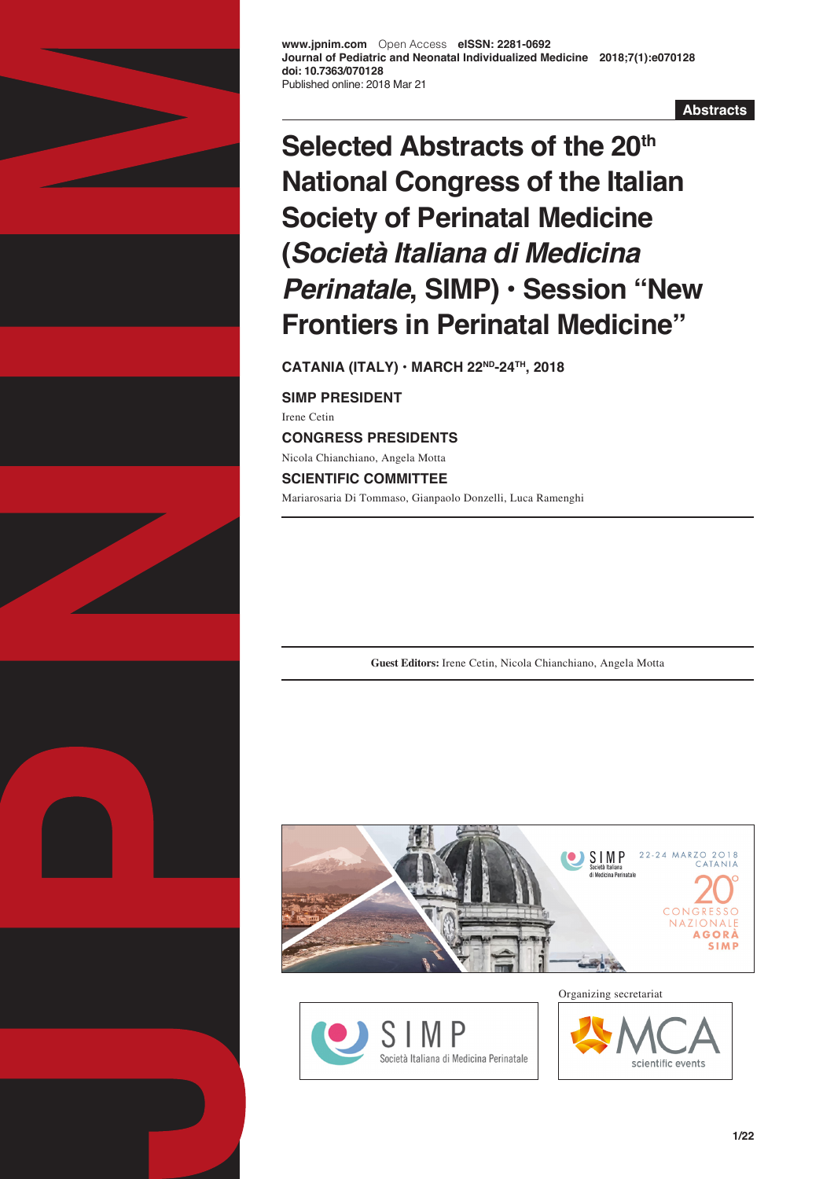**www.jpnim.com** Open Access **eISSN: 2281-0692**
**Journal of Pediatric and Neonatal Individualized Medicine 2018;7(1):e070128**
**doi: 10.7363/070128**
Published online: 2018 Mar 21

**Abstracts**

# Selected Abstracts of the 20th National Congress of the Italian Society of Perinatal Medicine (*Società Italiana di Medicina Perinatale*, SIMP) • Session "New Frontiers in Perinatal Medicine"

**CATANIA (ITALY) • MARCH 22ND-24TH, 2018**

**SIMP PRESIDENT**

Irene Cetin

**CONGRESS PRESIDENTS**

Nicola Chianchiano, Angela Motta

**SCIENTIFIC COMMITTEE**

Mariarosaria Di Tommaso, Gianpaolo Donzelli, Luca Ramenghi

**Guest Editors:** Irene Cetin, Nicola Chianchiano, Angela Motta

Organizing secretariat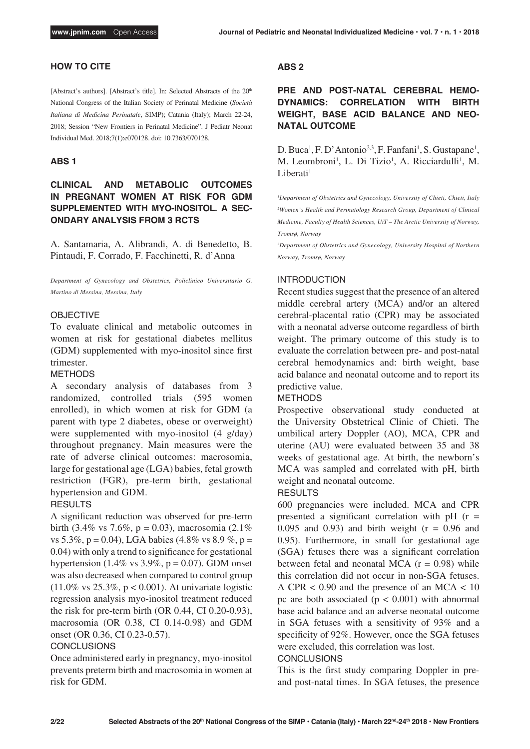## HOW TO CITE

[Abstract's authors]. [Abstract's title]. In: Selected Abstracts of the 20[th] National Congress of the Italian Society of Perinatal Medicine (*Società Italiana di Medicina Perinatale*, SIMP); Catania (Italy); March 22-24, 2018; Session "New Frontiers in Perinatal Medicine". J Pediatr Neonat Individual Med. 2018;7(1):e070128. doi: 10.7363/070128.

## ABS 1

### CLINICAL AND METABOLIC OUTCOMES IN PREGNANT WOMEN AT RISK FOR GDM SUPPLEMENTED WITH MYO-INOSITOL. A SECONDARY ANALYSIS FROM 3 RCTS

A. Santamaria, A. Alibrandi, A. di Benedetto, B. Pintaudi, F. Corrado, F. Facchinetti, R. d'Anna

*Department of Gynecology and Obstetrics, Policlinico Universitario G. Martino di Messina, Messina, Italy*

#### OBJECTIVE

To evaluate clinical and metabolic outcomes in women at risk for gestational diabetes mellitus (GDM) supplemented with myo-inositol since first trimester.

#### METHODS

A secondary analysis of databases from 3 randomized, controlled trials (595 women enrolled), in which women at risk for GDM (a parent with type 2 diabetes, obese or overweight) were supplemented with myo-inositol (4 g/day) throughout pregnancy. Main measures were the rate of adverse clinical outcomes: macrosomia, large for gestational age (LGA) babies, fetal growth restriction (FGR), pre-term birth, gestational hypertension and GDM.

#### RESULTS

A significant reduction was observed for pre-term birth (3.4% vs 7.6%, $p = 0.03$), macrosomia (2.1% vs 5.3%, $p = 0.04$), LGA babies (4.8% vs 8.9 %, $p = 0.04$) with only a trend to significance for gestational hypertension (1.4% vs 3.9%, $p = 0.07$). GDM onset was also decreased when compared to control group (11.0% vs 25.3%, $p < 0.001$). At univariate logistic regression analysis myo-inositol treatment reduced the risk for pre-term birth (OR 0.44, CI 0.20-0.93), macrosomia (OR 0.38, CI 0.14-0.98) and GDM onset (OR 0.36, CI 0.23-0.57).

#### CONCLUSIONS

Once administered early in pregnancy, myo-inositol prevents preterm birth and macrosomia in women at risk for GDM.

## ABS 2

### PRE AND POST-NATAL CEREBRAL HEMODYNAMICS: CORRELATION WITH BIRTH WEIGHT, BASE ACID BALANCE AND NEONATAL OUTCOME

D. Buca[1], F. D'Antonio[2,3], F. Fanfani[1], S. Gustapane[1], M. Leombroni[1], L. Di Tizio[1], A. Ricciardulli[1], M. Liberati[1]

*[1]Department of Obstetrics and Gynecology, University of Chieti, Chieti, Italy*

*[2]Women's Health and Perinatology Research Group, Department of Clinical Medicine, Faculty of Health Sciences, UiT – The Arctic University of Norway, Tromsø, Norway*

*[3]Department of Obstetrics and Gynecology, University Hospital of Northern Norway, Tromsø, Norway*

#### INTRODUCTION

Recent studies suggest that the presence of an altered middle cerebral artery (MCA) and/or an altered cerebral-placental ratio (CPR) may be associated with a neonatal adverse outcome regardless of birth weight. The primary outcome of this study is to evaluate the correlation between pre- and post-natal cerebral hemodynamics and: birth weight, base acid balance and neonatal outcome and to report its predictive value.

#### METHODS

Prospective observational study conducted at the University Obstetrical Clinic of Chieti. The umbilical artery Doppler (AO), MCA, CPR and uterine (AU) were evaluated between 35 and 38 weeks of gestational age. At birth, the newborn's MCA was sampled and correlated with pH, birth weight and neonatal outcome.

#### RESULTS

600 pregnancies were included. MCA and CPR presented a significant correlation with pH ($r = 0.095$ and 0.93) and birth weight ($r = 0.96$ and 0.95). Furthermore, in small for gestational age (SGA) fetuses there was a significant correlation between fetal and neonatal MCA ($r = 0.98$) while this correlation did not occur in non-SGA fetuses. A CPR $< 0.90$ and the presence of an MCA $< 10$ pc are both associated ($p < 0.001$) with abnormal base acid balance and an adverse neonatal outcome in SGA fetuses with a sensitivity of 93% and a specificity of 92%. However, once the SGA fetuses were excluded, this correlation was lost.

#### CONCLUSIONS

This is the first study comparing Doppler in pre- and post-natal times. In SGA fetuses, the presence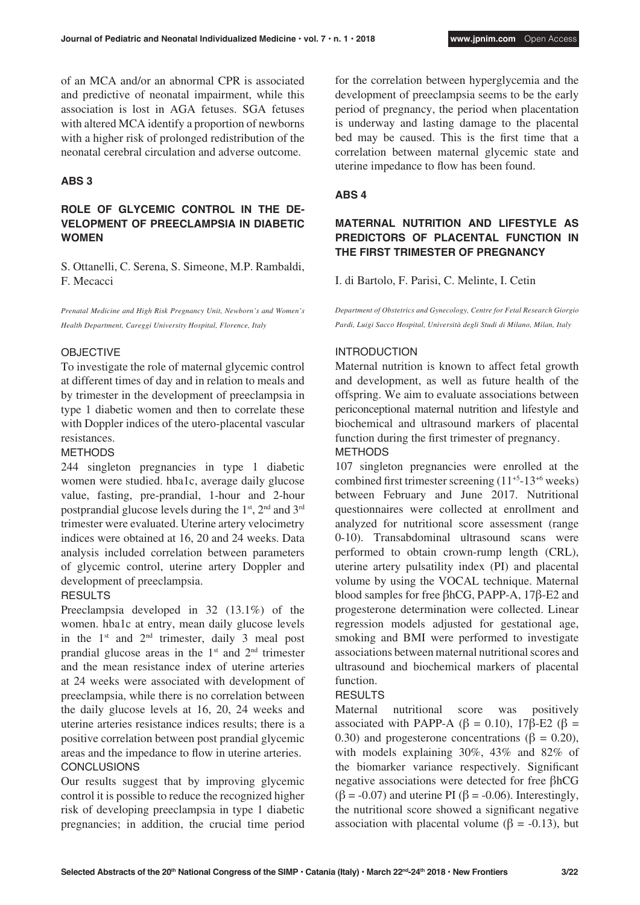of an MCA and/or an abnormal CPR is associated and predictive of neonatal impairment, while this association is lost in AGA fetuses. SGA fetuses with altered MCA identify a proportion of newborns with a higher risk of prolonged redistribution of the neonatal cerebral circulation and adverse outcome.

## ABS 3

## ROLE OF GLYCEMIC CONTROL IN THE DEVELOPMENT OF PREECLAMPSIA IN DIABETIC WOMEN

S. Ottanelli, C. Serena, S. Simeone, M.P. Rambaldi, F. Mecacci

*Prenatal Medicine and High Risk Pregnancy Unit, Newborn's and Women's Health Department, Careggi University Hospital, Florence, Italy*

### OBJECTIVE

To investigate the role of maternal glycemic control at different times of day and in relation to meals and by trimester in the development of preeclampsia in type 1 diabetic women and then to correlate these with Doppler indices of the utero-placental vascular resistances.

### METHODS

244 singleton pregnancies in type 1 diabetic women were studied. hba1c, average daily glucose value, fasting, pre-prandial, 1-hour and 2-hour postprandial glucose levels during the 1st, 2nd and 3rd trimester were evaluated. Uterine artery velocimetry indices were obtained at 16, 20 and 24 weeks. Data analysis included correlation between parameters of glycemic control, uterine artery Doppler and development of preeclampsia.

### RESULTS

Preeclampsia developed in 32 (13.1%) of the women. hba1c at entry, mean daily glucose levels in the 1st and 2nd trimester, daily 3 meal post prandial glucose areas in the 1st and 2nd trimester and the mean resistance index of uterine arteries at 24 weeks were associated with development of preeclampsia, while there is no correlation between the daily glucose levels at 16, 20, 24 weeks and uterine arteries resistance indices results; there is a positive correlation between post prandial glycemic areas and the impedance to flow in uterine arteries.

### CONCLUSIONS

Our results suggest that by improving glycemic control it is possible to reduce the recognized higher risk of developing preeclampsia in type 1 diabetic pregnancies; in addition, the crucial time period for the correlation between hyperglycemia and the development of preeclampsia seems to be the early period of pregnancy, the period when placentation is underway and lasting damage to the placental bed may be caused. This is the first time that a correlation between maternal glycemic state and uterine impedance to flow has been found.

## ABS 4

## MATERNAL NUTRITION AND LIFESTYLE AS PREDICTORS OF PLACENTAL FUNCTION IN THE FIRST TRIMESTER OF PREGNANCY

I. di Bartolo, F. Parisi, C. Melinte, I. Cetin

*Department of Obstetrics and Gynecology, Centre for Fetal Research Giorgio Pardi, Luigi Sacco Hospital, Università degli Studi di Milano, Milan, Italy*

### INTRODUCTION

Maternal nutrition is known to affect fetal growth and development, as well as future health of the offspring. We aim to evaluate associations between periconceptional maternal nutrition and lifestyle and biochemical and ultrasound markers of placental function during the first trimester of pregnancy.

### METHODS

107 singleton pregnancies were enrolled at the combined first trimester screening ($11^{+5}$-$13^{+6}$ weeks) between February and June 2017. Nutritional questionnaires were collected at enrollment and analyzed for nutritional score assessment (range 0-10). Transabdominal ultrasound scans were performed to obtain crown-rump length (CRL), uterine artery pulsatility index (PI) and placental volume by using the VOCAL technique. Maternal blood samples for free βhCG, PAPP-A, 17β-E2 and progesterone determination were collected. Linear regression models adjusted for gestational age, smoking and BMI were performed to investigate associations between maternal nutritional scores and ultrasound and biochemical markers of placental function.

### RESULTS

Maternal nutritional score was positively associated with PAPP-A ($\beta = 0.10$), 17β-E2 ($\beta = 0.30$) and progesterone concentrations ($\beta = 0.20$), with models explaining 30%, 43% and 82% of the biomarker variance respectively. Significant negative associations were detected for free βhCG ($\beta = -0.07$) and uterine PI ($\beta = -0.06$). Interestingly, the nutritional score showed a significant negative association with placental volume ($\beta = -0.13$), but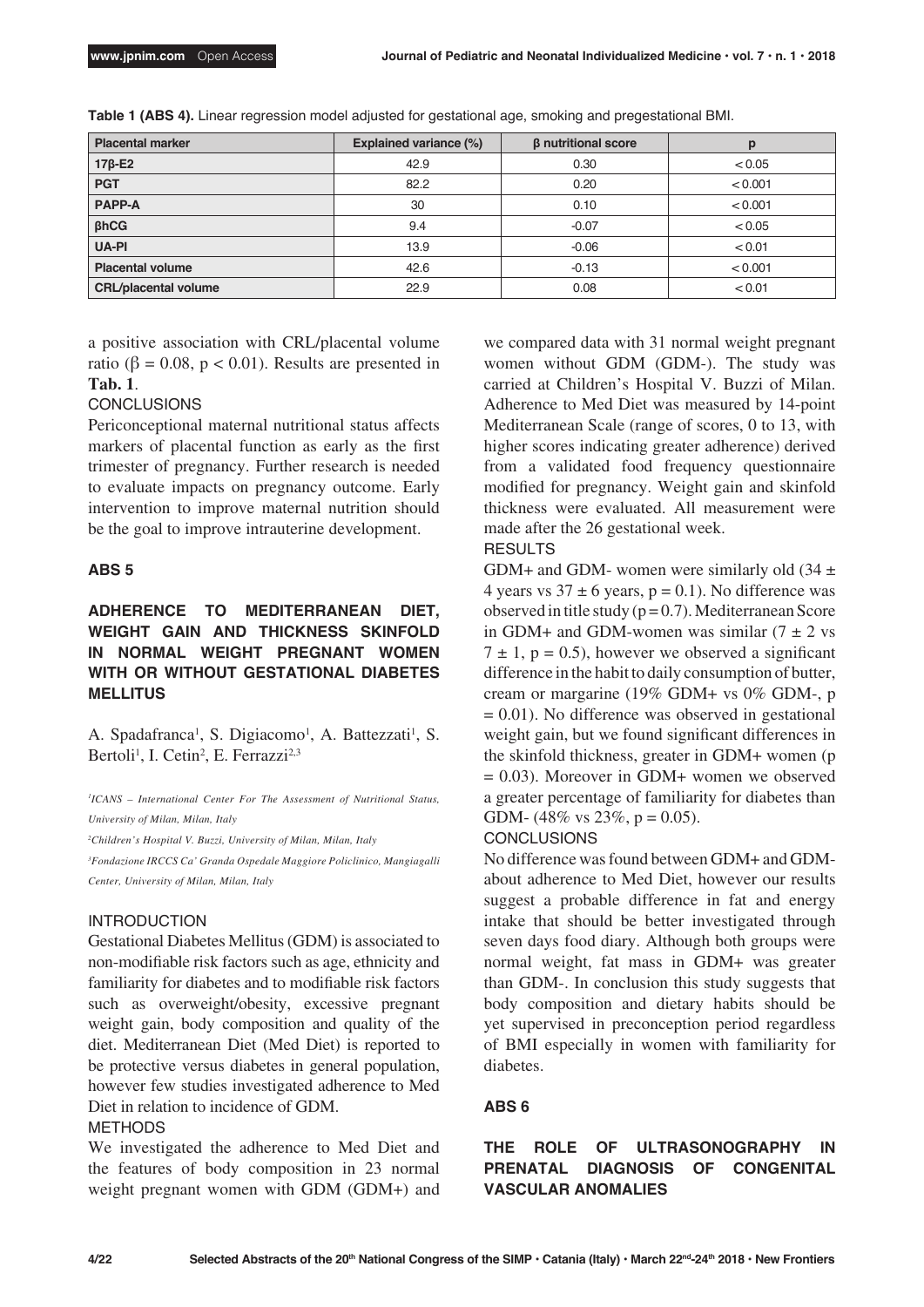**Table 1 (ABS 4).** Linear regression model adjusted for gestational age, smoking and pregestational BMI.

| Placental marker | Explained variance (%) | β nutritional score | p |
|---|---|---|---|
| 17β-E2 | 42.9 | 0.30 | < 0.05 |
| PGT | 82.2 | 0.20 | < 0.001 |
| PAPP-A | 30 | 0.10 | < 0.001 |
| βhCG | 9.4 | -0.07 | < 0.05 |
| UA-PI | 13.9 | -0.06 | < 0.01 |
| Placental volume | 42.6 | -0.13 | < 0.001 |
| CRL/placental volume | 22.9 | 0.08 | < 0.01 |

a positive association with CRL/placental volume ratio ($\beta = 0.08$, $p < 0.01$). Results are presented in **Tab. 1**.

CONCLUSIONS

Periconceptional maternal nutritional status affects markers of placental function as early as the first trimester of pregnancy. Further research is needed to evaluate impacts on pregnancy outcome. Early intervention to improve maternal nutrition should be the goal to improve intrauterine development.

## ABS 5

### ADHERENCE TO MEDITERRANEAN DIET, WEIGHT GAIN AND THICKNESS SKINFOLD IN NORMAL WEIGHT PREGNANT WOMEN WITH OR WITHOUT GESTATIONAL DIABETES MELLITUS

A. Spadafranca[1], S. Digiacomo[1], A. Battezzati[1], S. Bertoli[1], I. Cetin[2], E. Ferrazzi[2,3]

*[1]ICANS – International Center For The Assessment of Nutritional Status, University of Milan, Milan, Italy*

*[2]Children's Hospital V. Buzzi, University of Milan, Milan, Italy*

*[3]Fondazione IRCCS Ca' Granda Ospedale Maggiore Policlinico, Mangiagalli Center, University of Milan, Milan, Italy*

INTRODUCTION

Gestational Diabetes Mellitus (GDM) is associated to non-modifiable risk factors such as age, ethnicity and familiarity for diabetes and to modifiable risk factors such as overweight/obesity, excessive pregnant weight gain, body composition and quality of the diet. Mediterranean Diet (Med Diet) is reported to be protective versus diabetes in general population, however few studies investigated adherence to Med Diet in relation to incidence of GDM.

METHODS

We investigated the adherence to Med Diet and the features of body composition in 23 normal weight pregnant women with GDM (GDM+) and we compared data with 31 normal weight pregnant women without GDM (GDM-). The study was carried at Children's Hospital V. Buzzi of Milan. Adherence to Med Diet was measured by 14-point Mediterranean Scale (range of scores, 0 to 13, with higher scores indicating greater adherence) derived from a validated food frequency questionnaire modified for pregnancy. Weight gain and skinfold thickness were evaluated. All measurement were made after the 26 gestational week.

RESULTS

GDM+ and GDM- women were similarly old ($34 \pm 4$ years vs $37 \pm 6$ years, $p = 0.1$). No difference was observed in title study ($p = 0.7$). Mediterranean Score in GDM+ and GDM-women was similar ($7 \pm 2$ vs $7 \pm 1$, $p = 0.5$), however we observed a significant difference in the habit to daily consumption of butter, cream or margarine (19% GDM+ vs 0% GDM-, $p = 0.01$). No difference was observed in gestational weight gain, but we found significant differences in the skinfold thickness, greater in GDM+ women ($p = 0.03$). Moreover in GDM+ women we observed a greater percentage of familiarity for diabetes than GDM- (48% vs 23%, $p = 0.05$).

CONCLUSIONS

No difference was found between GDM+ and GDM- about adherence to Med Diet, however our results suggest a probable difference in fat and energy intake that should be better investigated through seven days food diary. Although both groups were normal weight, fat mass in GDM+ was greater than GDM-. In conclusion this study suggests that body composition and dietary habits should be yet supervised in preconception period regardless of BMI especially in women with familiarity for diabetes.

## ABS 6

### THE ROLE OF ULTRASONOGRAPHY IN PRENATAL DIAGNOSIS OF CONGENITAL VASCULAR ANOMALIES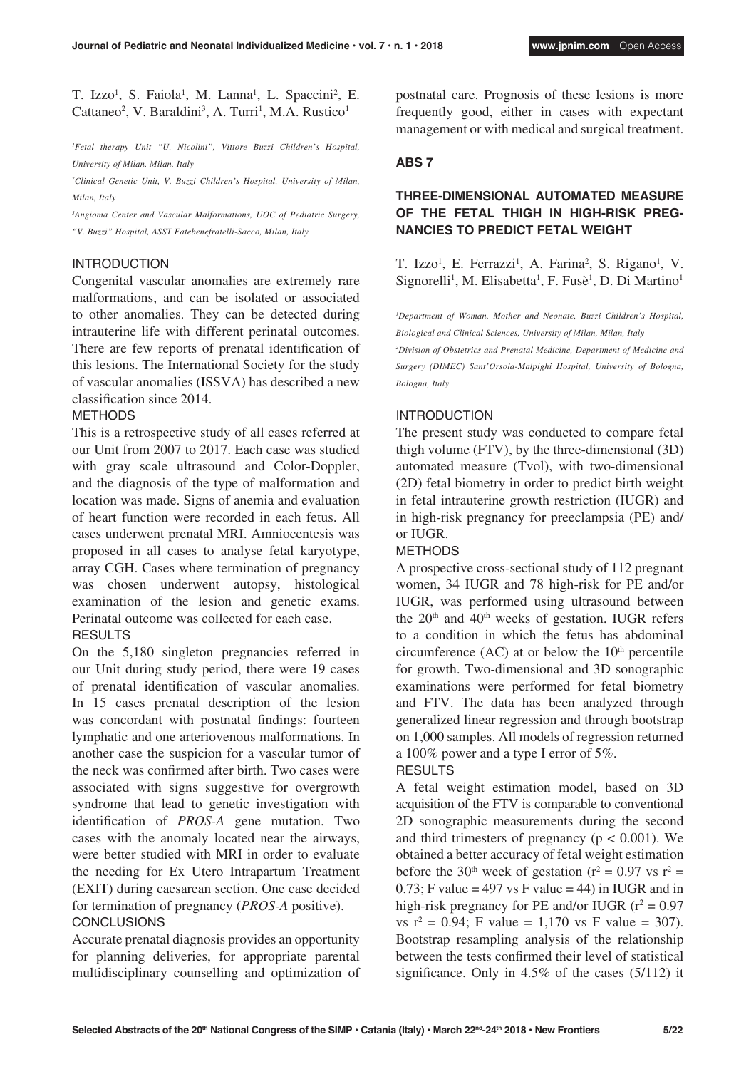T. Izzo[1], S. Faiola[1], M. Lanna[1], L. Spaccini[2], E. Cattaneo[2], V. Baraldini[3], A. Turri[1], M.A. Rustico[1]

*[1]Fetal therapy Unit "U. Nicolini", Vittore Buzzi Children's Hospital, University of Milan, Milan, Italy*

*[2]Clinical Genetic Unit, V. Buzzi Children's Hospital, University of Milan, Milan, Italy*

*[3]Angioma Center and Vascular Malformations, UOC of Pediatric Surgery, "V. Buzzi" Hospital, ASST Fatebenefratelli-Sacco, Milan, Italy*

INTRODUCTION

Congenital vascular anomalies are extremely rare malformations, and can be isolated or associated to other anomalies. They can be detected during intrauterine life with different perinatal outcomes. There are few reports of prenatal identification of this lesions. The International Society for the study of vascular anomalies (ISSVA) has described a new classification since 2014.

METHODS

This is a retrospective study of all cases referred at our Unit from 2007 to 2017. Each case was studied with gray scale ultrasound and Color-Doppler, and the diagnosis of the type of malformation and location was made. Signs of anemia and evaluation of heart function were recorded in each fetus. All cases underwent prenatal MRI. Amniocentesis was proposed in all cases to analyse fetal karyotype, array CGH. Cases where termination of pregnancy was chosen underwent autopsy, histological examination of the lesion and genetic exams. Perinatal outcome was collected for each case.

RESULTS

On the 5,180 singleton pregnancies referred in our Unit during study period, there were 19 cases of prenatal identification of vascular anomalies. In 15 cases prenatal description of the lesion was concordant with postnatal findings: fourteen lymphatic and one arteriovenous malformations. In another case the suspicion for a vascular tumor of the neck was confirmed after birth. Two cases were associated with signs suggestive for overgrowth syndrome that lead to genetic investigation with identification of *PROS-A* gene mutation. Two cases with the anomaly located near the airways, were better studied with MRI in order to evaluate the needing for Ex Utero Intrapartum Treatment (EXIT) during caesarean section. One case decided for termination of pregnancy (*PROS-A* positive).

CONCLUSIONS

Accurate prenatal diagnosis provides an opportunity for planning deliveries, for appropriate parental multidisciplinary counselling and optimization of postnatal care. Prognosis of these lesions is more frequently good, either in cases with expectant management or with medical and surgical treatment.

## ABS 7

### THREE-DIMENSIONAL AUTOMATED MEASURE OF THE FETAL THIGH IN HIGH-RISK PREGNANCIES TO PREDICT FETAL WEIGHT

T. Izzo[1], E. Ferrazzi[1], A. Farina[2], S. Rigano[1], V. Signorelli[1], M. Elisabetta[1], F. Fusè[1], D. Di Martino[1]

*[1]Department of Woman, Mother and Neonate, Buzzi Children's Hospital, Biological and Clinical Sciences, University of Milan, Milan, Italy*

*[2]Division of Obstetrics and Prenatal Medicine, Department of Medicine and Surgery (DIMEC) Sant'Orsola-Malpighi Hospital, University of Bologna, Bologna, Italy*

INTRODUCTION

The present study was conducted to compare fetal thigh volume (FTV), by the three-dimensional (3D) automated measure (Tvol), with two-dimensional (2D) fetal biometry in order to predict birth weight in fetal intrauterine growth restriction (IUGR) and in high-risk pregnancy for preeclampsia (PE) and/or IUGR.

METHODS

A prospective cross-sectional study of 112 pregnant women, 34 IUGR and 78 high-risk for PE and/or IUGR, was performed using ultrasound between the 20[th] and 40[th] weeks of gestation. IUGR refers to a condition in which the fetus has abdominal circumference (AC) at or below the 10[th] percentile for growth. Two-dimensional and 3D sonographic examinations were performed for fetal biometry and FTV. The data has been analyzed through generalized linear regression and through bootstrap on 1,000 samples. All models of regression returned a 100% power and a type I error of 5%.

RESULTS

A fetal weight estimation model, based on 3D acquisition of the FTV is comparable to conventional 2D sonographic measurements during the second and third trimesters of pregnancy ($p < 0.001$). We obtained a better accuracy of fetal weight estimation before the 30[th] week of gestation ($r^2 = 0.97$ vs $r^2 = 0.73$; F value = 497 vs F value = 44) in IUGR and in high-risk pregnancy for PE and/or IUGR ($r^2 = 0.97$ vs $r^2 = 0.94$; F value = 1,170 vs F value = 307). Bootstrap resampling analysis of the relationship between the tests confirmed their level of statistical significance. Only in 4.5% of the cases (5/112) it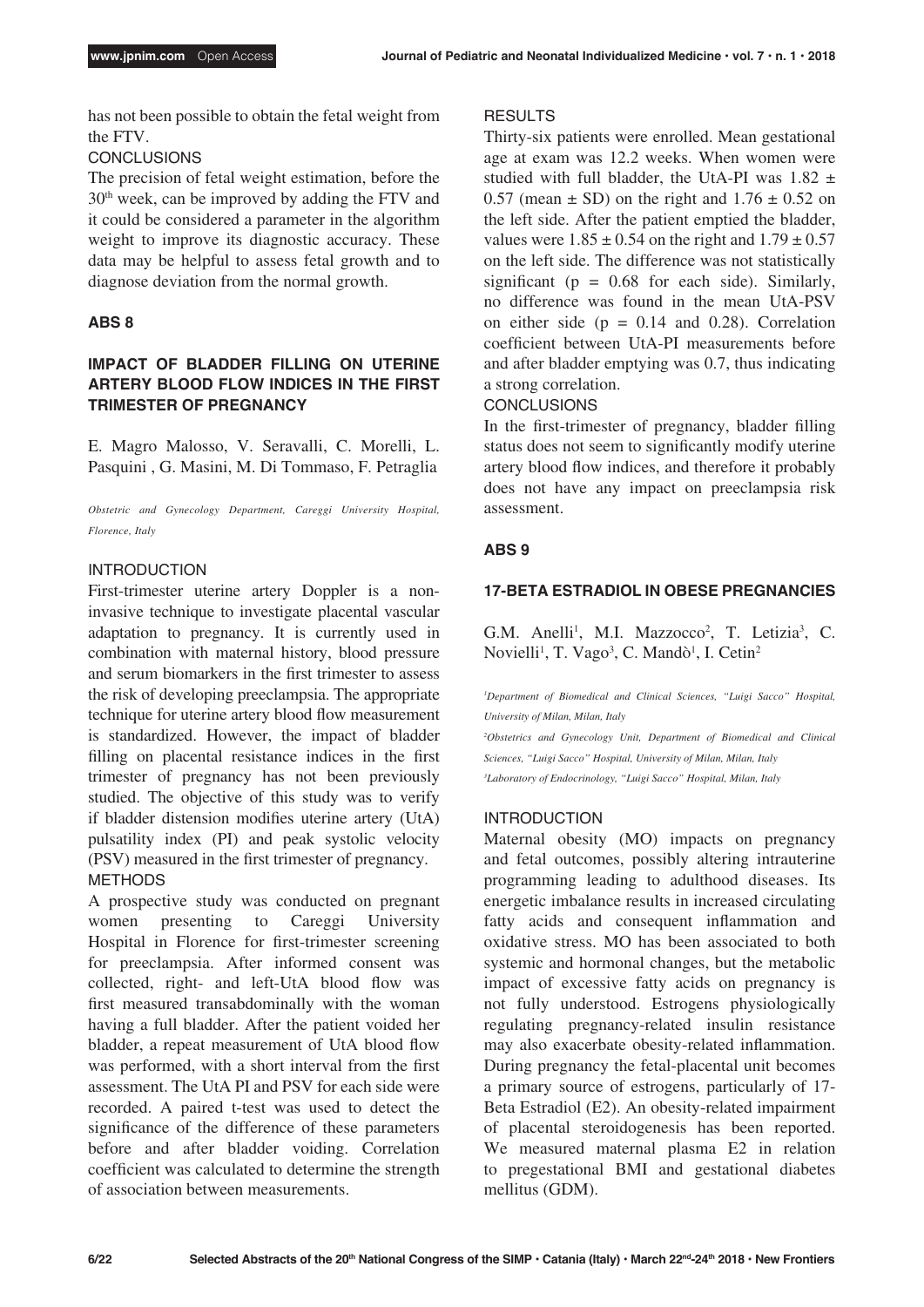has not been possible to obtain the fetal weight from the FTV.

CONCLUSIONS

The precision of fetal weight estimation, before the 30[th] week, can be improved by adding the FTV and it could be considered a parameter in the algorithm weight to improve its diagnostic accuracy. These data may be helpful to assess fetal growth and to diagnose deviation from the normal growth.

## ABS 8

### IMPACT OF BLADDER FILLING ON UTERINE ARTERY BLOOD FLOW INDICES IN THE FIRST TRIMESTER OF PREGNANCY

E. Magro Malosso, V. Seravalli, C. Morelli, L. Pasquini , G. Masini, M. Di Tommaso, F. Petraglia

*Obstetric and Gynecology Department, Careggi University Hospital, Florence, Italy*

INTRODUCTION

First-trimester uterine artery Doppler is a non-invasive technique to investigate placental vascular adaptation to pregnancy. It is currently used in combination with maternal history, blood pressure and serum biomarkers in the first trimester to assess the risk of developing preeclampsia. The appropriate technique for uterine artery blood flow measurement is standardized. However, the impact of bladder filling on placental resistance indices in the first trimester of pregnancy has not been previously studied. The objective of this study was to verify if bladder distension modifies uterine artery (UtA) pulsatility index (PI) and peak systolic velocity (PSV) measured in the first trimester of pregnancy.

METHODS

A prospective study was conducted on pregnant women presenting to Careggi University Hospital in Florence for first-trimester screening for preeclampsia. After informed consent was collected, right- and left-UtA blood flow was first measured transabdominally with the woman having a full bladder. After the patient voided her bladder, a repeat measurement of UtA blood flow was performed, with a short interval from the first assessment. The UtA PI and PSV for each side were recorded. A paired t-test was used to detect the significance of the difference of these parameters before and after bladder voiding. Correlation coefficient was calculated to determine the strength of association between measurements.

RESULTS

Thirty-six patients were enrolled. Mean gestational age at exam was 12.2 weeks. When women were studied with full bladder, the UtA-PI was $1.82 \pm 0.57$ (mean ± SD) on the right and $1.76 \pm 0.52$ on the left side. After the patient emptied the bladder, values were $1.85 \pm 0.54$ on the right and $1.79 \pm 0.57$ on the left side. The difference was not statistically significant ($p = 0.68$ for each side). Similarly, no difference was found in the mean UtA-PSV on either side ($p = 0.14$ and $0.28$). Correlation coefficient between UtA-PI measurements before and after bladder emptying was 0.7, thus indicating a strong correlation.

CONCLUSIONS

In the first-trimester of pregnancy, bladder filling status does not seem to significantly modify uterine artery blood flow indices, and therefore it probably does not have any impact on preeclampsia risk assessment.

## ABS 9

### 17-BETA ESTRADIOL IN OBESE PREGNANCIES

G.M. Anelli[1], M.I. Mazzocco[2], T. Letizia[3], C. Novielli[1], T. Vago[3], C. Mandò[1], I. Cetin[2]

*[1]Department of Biomedical and Clinical Sciences, "Luigi Sacco" Hospital, University of Milan, Milan, Italy*

*[2]Obstetrics and Gynecology Unit, Department of Biomedical and Clinical Sciences, "Luigi Sacco" Hospital, University of Milan, Milan, Italy*

*[3]Laboratory of Endocrinology, "Luigi Sacco" Hospital, Milan, Italy*

INTRODUCTION

Maternal obesity (MO) impacts on pregnancy and fetal outcomes, possibly altering intrauterine programming leading to adulthood diseases. Its energetic imbalance results in increased circulating fatty acids and consequent inflammation and oxidative stress. MO has been associated to both systemic and hormonal changes, but the metabolic impact of excessive fatty acids on pregnancy is not fully understood. Estrogens physiologically regulating pregnancy-related insulin resistance may also exacerbate obesity-related inflammation. During pregnancy the fetal-placental unit becomes a primary source of estrogens, particularly of 17-Beta Estradiol (E2). An obesity-related impairment of placental steroidogenesis has been reported. We measured maternal plasma E2 in relation to pregestational BMI and gestational diabetes mellitus (GDM).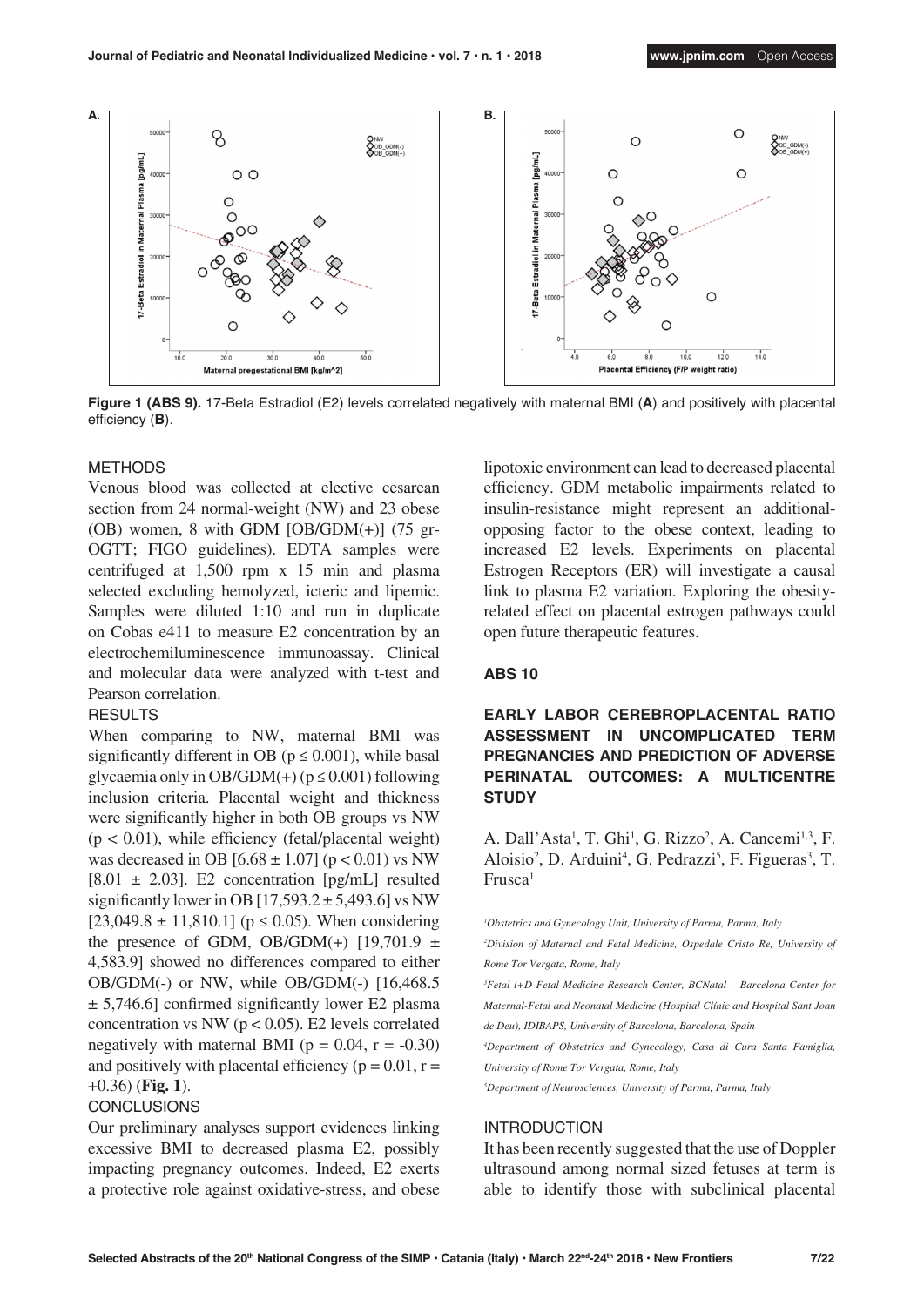**Figure 1 (ABS 9).** 17-Beta Estradiol (E2) levels correlated negatively with maternal BMI (**A**) and positively with placental efficiency (**B**).

METHODS

Venous blood was collected at elective cesarean section from 24 normal-weight (NW) and 23 obese (OB) women, 8 with GDM [OB/GDM(+)] (75 gr-OGTT; FIGO guidelines). EDTA samples were centrifuged at 1,500 rpm x 15 min and plasma selected excluding hemolyzed, icteric and lipemic. Samples were diluted 1:10 and run in duplicate on Cobas e411 to measure E2 concentration by an electrochemiluminescence immunoassay. Clinical and molecular data were analyzed with t-test and Pearson correlation.

RESULTS

When comparing to NW, maternal BMI was significantly different in OB ($p \leq 0.001$), while basal glycaemia only in OB/GDM(+) ($p \leq 0.001$) following inclusion criteria. Placental weight and thickness were significantly higher in both OB groups vs NW ($p < 0.01$), while efficiency (fetal/placental weight) was decreased in OB [$6.68 \pm 1.07$] ($p < 0.01$) vs NW [$8.01 \pm 2.03$]. E2 concentration [pg/mL] resulted significantly lower in OB [$17{,}593.2 \pm 5{,}493.6$] vs NW [$23{,}049.8 \pm 11{,}810.1$] ($p \leq 0.05$). When considering the presence of GDM, OB/GDM(+) [$19{,}701.9 \pm 4{,}583.9$] showed no differences compared to either OB/GDM(-) or NW, while OB/GDM(-) [$16{,}468.5 \pm 5{,}746.6$] confirmed significantly lower E2 plasma concentration vs NW ($p < 0.05$). E2 levels correlated negatively with maternal BMI ($p = 0.04$, $r = -0.30$) and positively with placental efficiency ($p = 0.01$, $r = +0.36$) (**Fig. 1**).

CONCLUSIONS

Our preliminary analyses support evidences linking excessive BMI to decreased plasma E2, possibly impacting pregnancy outcomes. Indeed, E2 exerts a protective role against oxidative-stress, and obese lipotoxic environment can lead to decreased placental efficiency. GDM metabolic impairments related to insulin-resistance might represent an additional-opposing factor to the obese context, leading to increased E2 levels. Experiments on placental Estrogen Receptors (ER) will investigate a causal link to plasma E2 variation. Exploring the obesity-related effect on placental estrogen pathways could open future therapeutic features.

## ABS 10

## EARLY LABOR CEREBROPLACENTAL RATIO ASSESSMENT IN UNCOMPLICATED TERM PREGNANCIES AND PREDICTION OF ADVERSE PERINATAL OUTCOMES: A MULTICENTRE STUDY

A. Dall'Asta[1], T. Ghi[1], G. Rizzo[2], A. Cancemi[1,3], F. Aloisio[2], D. Arduini[4], G. Pedrazzi[5], F. Figueras[3], T. Frusca[1]

*[1]Obstetrics and Gynecology Unit, University of Parma, Parma, Italy*

*[2]Division of Maternal and Fetal Medicine, Ospedale Cristo Re, University of Rome Tor Vergata, Rome, Italy*

*[3]Fetal i+D Fetal Medicine Research Center, BCNatal – Barcelona Center for Maternal-Fetal and Neonatal Medicine (Hospital Clínic and Hospital Sant Joan de Deu), IDIBAPS, University of Barcelona, Barcelona, Spain*

*[4]Department of Obstetrics and Gynecology, Casa di Cura Santa Famiglia, University of Rome Tor Vergata, Rome, Italy*

*[5]Department of Neurosciences, University of Parma, Parma, Italy*

INTRODUCTION

It has been recently suggested that the use of Doppler ultrasound among normal sized fetuses at term is able to identify those with subclinical placental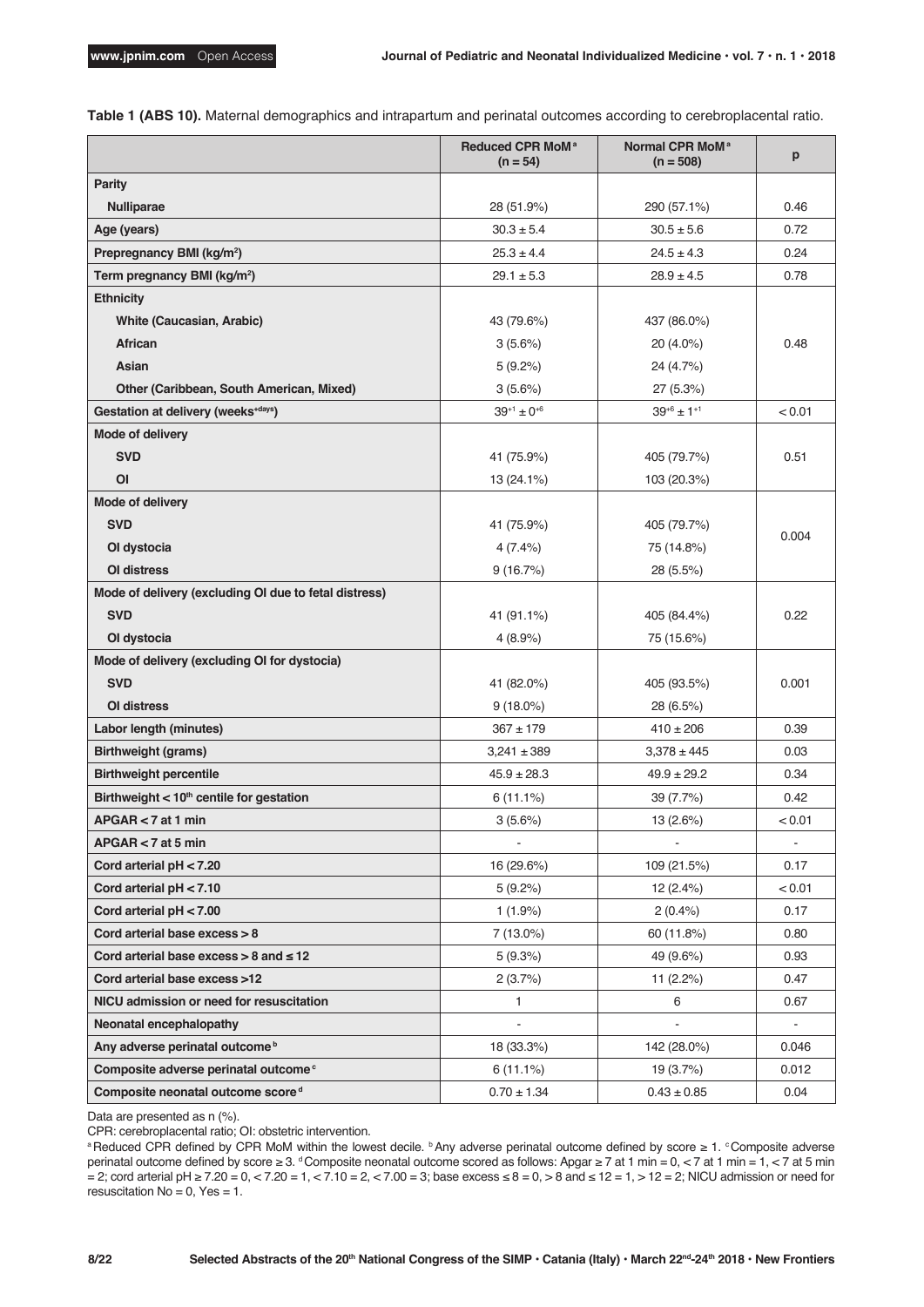**Table 1 (ABS 10).** Maternal demographics and intrapartum and perinatal outcomes according to cerebroplacental ratio.

| | Reduced CPR MoM[a] (n = 54) | Normal CPR MoM[a] (n = 508) | p |
|---|---|---|---|
| **Parity** | | | |
| **Nulliparae** | 28 (51.9%) | 290 (57.1%) | 0.46 |
| **Age (years)** | 30.3 ± 5.4 | 30.5 ± 5.6 | 0.72 |
| **Prepregnancy BMI (kg/m²)** | 25.3 ± 4.4 | 24.5 ± 4.3 | 0.24 |
| **Term pregnancy BMI (kg/m²)** | 29.1 ± 5.3 | 28.9 ± 4.5 | 0.78 |
| **Ethnicity** | | | |
| **White (Caucasian, Arabic)** | 43 (79.6%) | 437 (86.0%) | 0.48 |
| **African** | 3 (5.6%) | 20 (4.0%) | |
| **Asian** | 5 (9.2%) | 24 (4.7%) | |
| **Other (Caribbean, South American, Mixed)** | 3 (5.6%) | 27 (5.3%) | |
| **Gestation at delivery (weeks$^{+days}$)** | $39^{+1} \pm 0^{+6}$ | $39^{+6} \pm 1^{+1}$ | < 0.01 |
| **Mode of delivery** | | | |
| **SVD** | 41 (75.9%) | 405 (79.7%) | 0.51 |
| **OI** | 13 (24.1%) | 103 (20.3%) | |
| **Mode of delivery** | | | |
| **SVD** | 41 (75.9%) | 405 (79.7%) | 0.004 |
| **OI dystocia** | 4 (7.4%) | 75 (14.8%) | |
| **OI distress** | 9 (16.7%) | 28 (5.5%) | |
| **Mode of delivery (excluding OI due to fetal distress)** | | | |
| **SVD** | 41 (91.1%) | 405 (84.4%) | 0.22 |
| **OI dystocia** | 4 (8.9%) | 75 (15.6%) | |
| **Mode of delivery (excluding OI for dystocia)** | | | |
| **SVD** | 41 (82.0%) | 405 (93.5%) | 0.001 |
| **OI distress** | 9 (18.0%) | 28 (6.5%) | |
| **Labor length (minutes)** | 367 ± 179 | 410 ± 206 | 0.39 |
| **Birthweight (grams)** | 3,241 ± 389 | 3,378 ± 445 | 0.03 |
| **Birthweight percentile** | 45.9 ± 28.3 | 49.9 ± 29.2 | 0.34 |
| **Birthweight < 10th centile for gestation** | 6 (11.1%) | 39 (7.7%) | 0.42 |
| **APGAR < 7 at 1 min** | 3 (5.6%) | 13 (2.6%) | < 0.01 |
| **APGAR < 7 at 5 min** | - | - | - |
| **Cord arterial pH < 7.20** | 16 (29.6%) | 109 (21.5%) | 0.17 |
| **Cord arterial pH < 7.10** | 5 (9.2%) | 12 (2.4%) | < 0.01 |
| **Cord arterial pH < 7.00** | 1 (1.9%) | 2 (0.4%) | 0.17 |
| **Cord arterial base excess > 8** | 7 (13.0%) | 60 (11.8%) | 0.80 |
| **Cord arterial base excess > 8 and ≤ 12** | 5 (9.3%) | 49 (9.6%) | 0.93 |
| **Cord arterial base excess >12** | 2 (3.7%) | 11 (2.2%) | 0.47 |
| **NICU admission or need for resuscitation** | 1 | 6 | 0.67 |
| **Neonatal encephalopathy** | - | - | - |
| **Any adverse perinatal outcome[b]** | 18 (33.3%) | 142 (28.0%) | 0.046 |
| **Composite adverse perinatal outcome[c]** | 6 (11.1%) | 19 (3.7%) | 0.012 |
| **Composite neonatal outcome score[d]** | 0.70 ± 1.34 | 0.43 ± 0.85 | 0.04 |

Data are presented as n (%).

CPR: cerebroplacental ratio; OI: obstetric intervention.

[a] Reduced CPR defined by CPR MoM within the lowest decile. [b] Any adverse perinatal outcome defined by score ≥ 1. [c] Composite adverse perinatal outcome defined by score ≥ 3. [d] Composite neonatal outcome scored as follows: Apgar ≥ 7 at 1 min = 0, < 7 at 1 min = 1, < 7 at 5 min = 2; cord arterial pH ≥ 7.20 = 0, < 7.20 = 1, < 7.10 = 2, < 7.00 = 3; base excess ≤ 8 = 0, > 8 and ≤ 12 = 1, > 12 = 2; NICU admission or need for resuscitation No = 0, Yes = 1.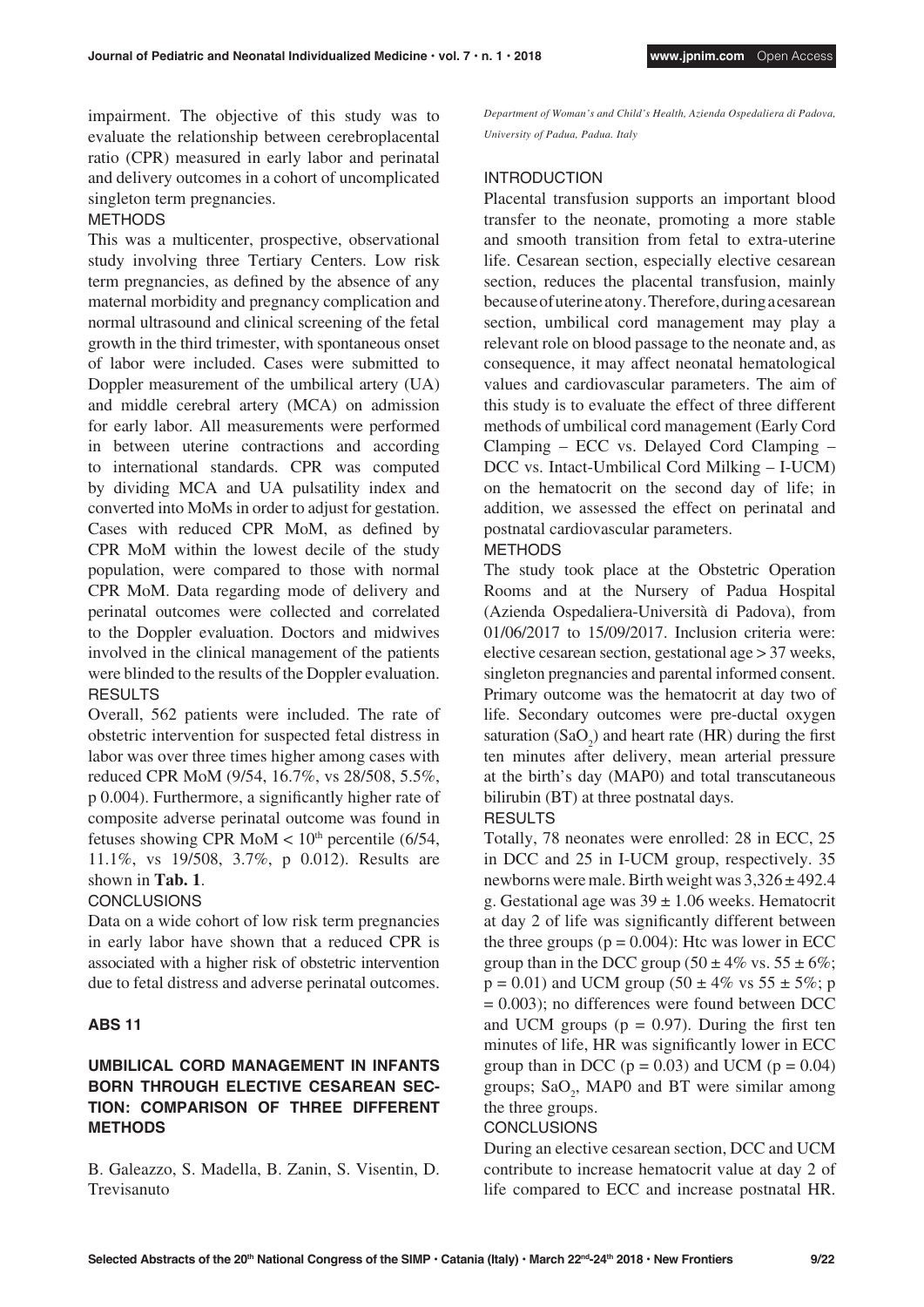impairment. The objective of this study was to evaluate the relationship between cerebroplacental ratio (CPR) measured in early labor and perinatal and delivery outcomes in a cohort of uncomplicated singleton term pregnancies.

METHODS

This was a multicenter, prospective, observational study involving three Tertiary Centers. Low risk term pregnancies, as defined by the absence of any maternal morbidity and pregnancy complication and normal ultrasound and clinical screening of the fetal growth in the third trimester, with spontaneous onset of labor were included. Cases were submitted to Doppler measurement of the umbilical artery (UA) and middle cerebral artery (MCA) on admission for early labor. All measurements were performed in between uterine contractions and according to international standards. CPR was computed by dividing MCA and UA pulsatility index and converted into MoMs in order to adjust for gestation. Cases with reduced CPR MoM, as defined by CPR MoM within the lowest decile of the study population, were compared to those with normal CPR MoM. Data regarding mode of delivery and perinatal outcomes were collected and correlated to the Doppler evaluation. Doctors and midwives involved in the clinical management of the patients were blinded to the results of the Doppler evaluation.

RESULTS

Overall, 562 patients were included. The rate of obstetric intervention for suspected fetal distress in labor was over three times higher among cases with reduced CPR MoM (9/54, 16.7%, vs 28/508, 5.5%, p 0.004). Furthermore, a significantly higher rate of composite adverse perinatal outcome was found in fetuses showing CPR MoM < $10^{th}$ percentile (6/54, 11.1%, vs 19/508, 3.7%, p 0.012). Results are shown in **Tab. 1**.

CONCLUSIONS

Data on a wide cohort of low risk term pregnancies in early labor have shown that a reduced CPR is associated with a higher risk of obstetric intervention due to fetal distress and adverse perinatal outcomes.

## ABS 11

### UMBILICAL CORD MANAGEMENT IN INFANTS BORN THROUGH ELECTIVE CESAREAN SECTION: COMPARISON OF THREE DIFFERENT METHODS

B. Galeazzo, S. Madella, B. Zanin, S. Visentin, D. Trevisanuto

*Department of Woman's and Child's Health, Azienda Ospedaliera di Padova, University of Padua, Padua. Italy*

INTRODUCTION

Placental transfusion supports an important blood transfer to the neonate, promoting a more stable and smooth transition from fetal to extra-uterine life. Cesarean section, especially elective cesarean section, reduces the placental transfusion, mainly because of uterine atony. Therefore, during a cesarean section, umbilical cord management may play a relevant role on blood passage to the neonate and, as consequence, it may affect neonatal hematological values and cardiovascular parameters. The aim of this study is to evaluate the effect of three different methods of umbilical cord management (Early Cord Clamping – ECC vs. Delayed Cord Clamping – DCC vs. Intact-Umbilical Cord Milking – I-UCM) on the hematocrit on the second day of life; in addition, we assessed the effect on perinatal and postnatal cardiovascular parameters.

METHODS

The study took place at the Obstetric Operation Rooms and at the Nursery of Padua Hospital (Azienda Ospedaliera-Università di Padova), from 01/06/2017 to 15/09/2017. Inclusion criteria were: elective cesarean section, gestational age > 37 weeks, singleton pregnancies and parental informed consent. Primary outcome was the hematocrit at day two of life. Secondary outcomes were pre-ductal oxygen saturation ($SaO_2$) and heart rate (HR) during the first ten minutes after delivery, mean arterial pressure at the birth's day (MAP0) and total transcutaneous bilirubin (BT) at three postnatal days.

RESULTS

Totally, 78 neonates were enrolled: 28 in ECC, 25 in DCC and 25 in I-UCM group, respectively. 35 newborns were male. Birth weight was 3,326 ± 492.4 g. Gestational age was 39 ± 1.06 weeks. Hematocrit at day 2 of life was significantly different between the three groups (p = 0.004): Htc was lower in ECC group than in the DCC group (50 ± 4% vs. 55 ± 6%; p = 0.01) and UCM group (50 ± 4% vs 55 ± 5%; p = 0.003); no differences were found between DCC and UCM groups (p = 0.97). During the first ten minutes of life, HR was significantly lower in ECC group than in DCC (p = 0.03) and UCM (p = 0.04) groups; $SaO_2$, MAP0 and BT were similar among the three groups.

CONCLUSIONS

During an elective cesarean section, DCC and UCM contribute to increase hematocrit value at day 2 of life compared to ECC and increase postnatal HR.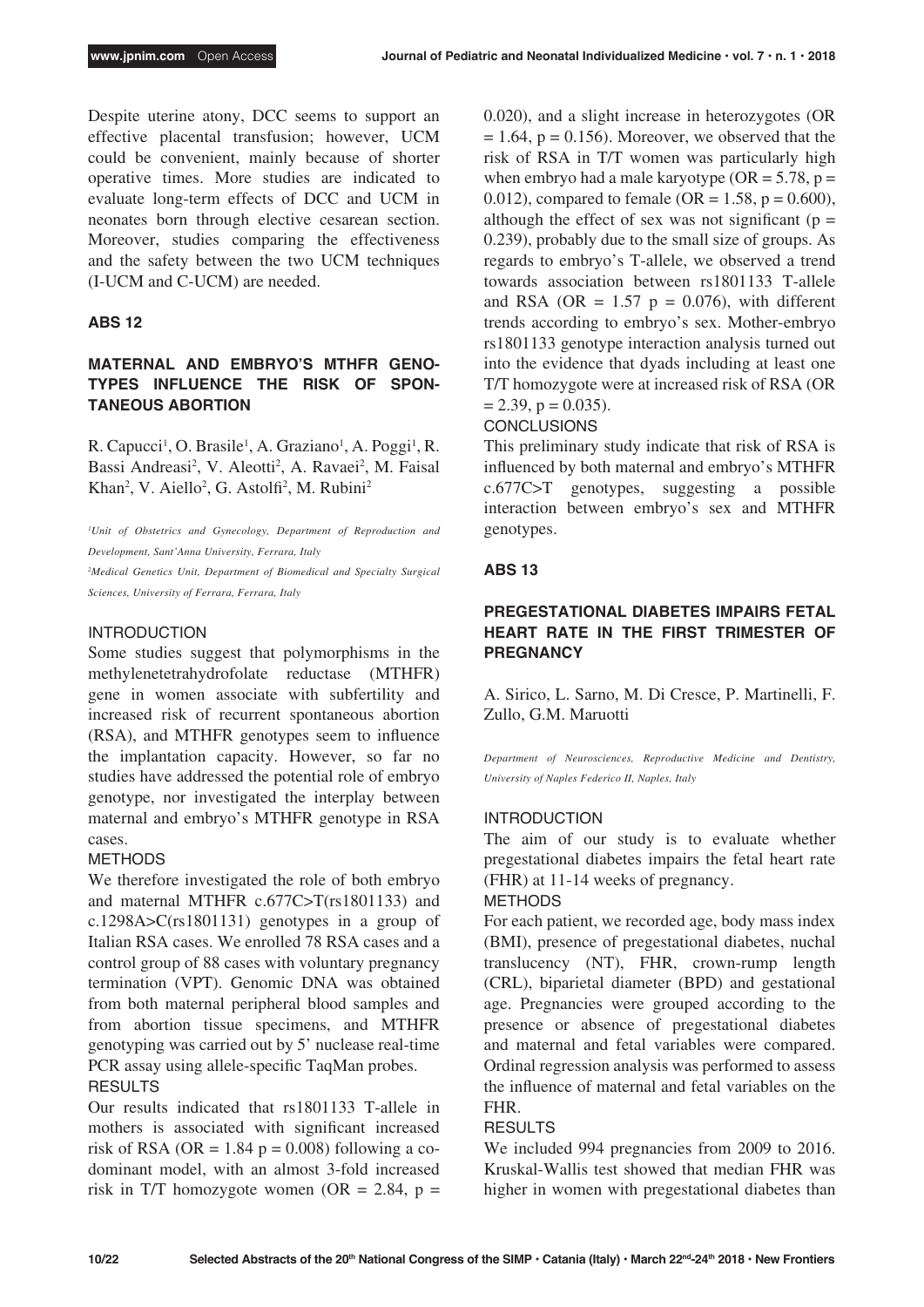Despite uterine atony, DCC seems to support an effective placental transfusion; however, UCM could be convenient, mainly because of shorter operative times. More studies are indicated to evaluate long-term effects of DCC and UCM in neonates born through elective cesarean section. Moreover, studies comparing the effectiveness and the safety between the two UCM techniques (I-UCM and C-UCM) are needed.

## ABS 12

### MATERNAL AND EMBRYO'S MTHFR GENOTYPES INFLUENCE THE RISK OF SPONTANEOUS ABORTION

R. Capucci[1], O. Brasile[1], A. Graziano[1], A. Poggi[1], R. Bassi Andreasi[2], V. Aleotti[2], A. Ravaei[2], M. Faisal Khan[2], V. Aiello[2], G. Astolfi[2], M. Rubini[2]

*[1]Unit of Obstetrics and Gynecology, Department of Reproduction and Development, Sant'Anna University, Ferrara, Italy*

*[2]Medical Genetics Unit, Department of Biomedical and Specialty Surgical Sciences, University of Ferrara, Ferrara, Italy*

INTRODUCTION

Some studies suggest that polymorphisms in the methylenetetrahydrofolate reductase (MTHFR) gene in women associate with subfertility and increased risk of recurrent spontaneous abortion (RSA), and MTHFR genotypes seem to influence the implantation capacity. However, so far no studies have addressed the potential role of embryo genotype, nor investigated the interplay between maternal and embryo's MTHFR genotype in RSA cases.

METHODS

We therefore investigated the role of both embryo and maternal MTHFR c.677C>T(rs1801133) and c.1298A>C(rs1801131) genotypes in a group of Italian RSA cases. We enrolled 78 RSA cases and a control group of 88 cases with voluntary pregnancy termination (VPT). Genomic DNA was obtained from both maternal peripheral blood samples and from abortion tissue specimens, and MTHFR genotyping was carried out by 5' nuclease real-time PCR assay using allele-specific TaqMan probes.

RESULTS

Our results indicated that rs1801133 T-allele in mothers is associated with significant increased risk of RSA (OR = 1.84 $p = 0.008$) following a co-dominant model, with an almost 3-fold increased risk in T/T homozygote women (OR = 2.84, $p = 0.020$), and a slight increase in heterozygotes (OR = 1.64, $p = 0.156$). Moreover, we observed that the risk of RSA in T/T women was particularly high when embryo had a male karyotype (OR = 5.78, $p = 0.012$), compared to female (OR = 1.58, $p = 0.600$), although the effect of sex was not significant ($p = 0.239$), probably due to the small size of groups. As regards to embryo's T-allele, we observed a trend towards association between rs1801133 T-allele and RSA (OR = 1.57 $p = 0.076$), with different trends according to embryo's sex. Mother-embryo rs1801133 genotype interaction analysis turned out into the evidence that dyads including at least one T/T homozygote were at increased risk of RSA (OR = 2.39, $p = 0.035$).

CONCLUSIONS

This preliminary study indicate that risk of RSA is influenced by both maternal and embryo's MTHFR c.677C>T genotypes, suggesting a possible interaction between embryo's sex and MTHFR genotypes.

## ABS 13

### PREGESTATIONAL DIABETES IMPAIRS FETAL HEART RATE IN THE FIRST TRIMESTER OF PREGNANCY

A. Sirico, L. Sarno, M. Di Cresce, P. Martinelli, F. Zullo, G.M. Maruotti

*Department of Neurosciences, Reproductive Medicine and Dentistry, University of Naples Federico II, Naples, Italy*

INTRODUCTION

The aim of our study is to evaluate whether pregestational diabetes impairs the fetal heart rate (FHR) at 11-14 weeks of pregnancy.

METHODS

For each patient, we recorded age, body mass index (BMI), presence of pregestational diabetes, nuchal translucency (NT), FHR, crown-rump length (CRL), biparietal diameter (BPD) and gestational age. Pregnancies were grouped according to the presence or absence of pregestational diabetes and maternal and fetal variables were compared. Ordinal regression analysis was performed to assess the influence of maternal and fetal variables on the FHR.

RESULTS

We included 994 pregnancies from 2009 to 2016. Kruskal-Wallis test showed that median FHR was higher in women with pregestational diabetes than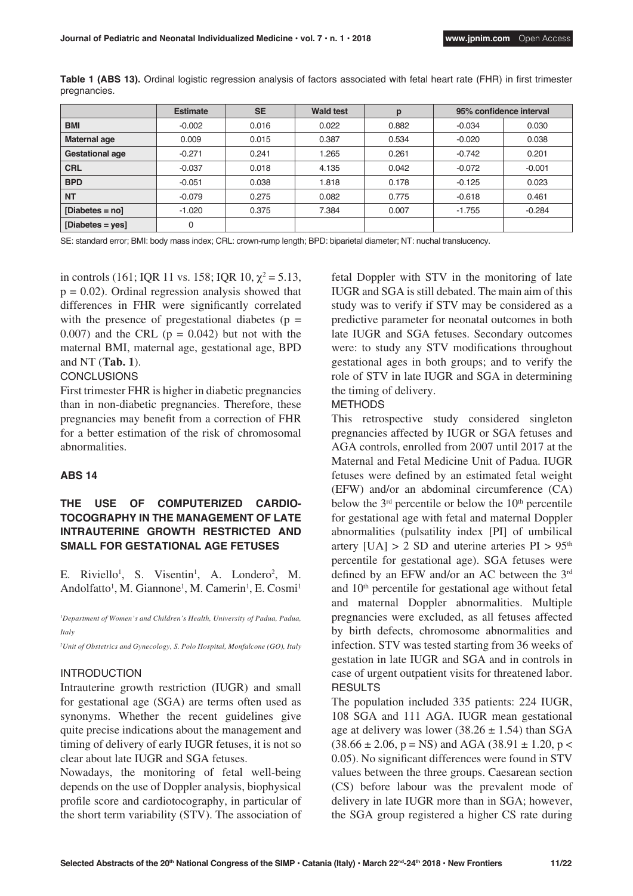**Table 1 (ABS 13).** Ordinal logistic regression analysis of factors associated with fetal heart rate (FHR) in first trimester pregnancies.

| | Estimate | SE | Wald test | p | 95% confidence interval | |
|---|---|---|---|---|---|---|
| **BMI** | -0.002 | 0.016 | 0.022 | 0.882 | -0.034 | 0.030 |
| **Maternal age** | 0.009 | 0.015 | 0.387 | 0.534 | -0.020 | 0.038 |
| **Gestational age** | -0.271 | 0.241 | 1.265 | 0.261 | -0.742 | 0.201 |
| **CRL** | -0.037 | 0.018 | 4.135 | 0.042 | -0.072 | -0.001 |
| **BPD** | -0.051 | 0.038 | 1.818 | 0.178 | -0.125 | 0.023 |
| **NT** | -0.079 | 0.275 | 0.082 | 0.775 | -0.618 | 0.461 |
| **[Diabetes = no]** | -1.020 | 0.375 | 7.384 | 0.007 | -1.755 | -0.284 |
| **[Diabetes = yes]** | 0 | | | | | |

SE: standard error; BMI: body mass index; CRL: crown-rump length; BPD: biparietal diameter; NT: nuchal translucency.

in controls (161; IQR 11 vs. 158; IQR 10, $\chi^2 = 5.13$, $p = 0.02$). Ordinal regression analysis showed that differences in FHR were significantly correlated with the presence of pregestational diabetes ($p = 0.007$) and the CRL ($p = 0.042$) but not with the maternal BMI, maternal age, gestational age, BPD and NT (**Tab. 1**).

CONCLUSIONS

First trimester FHR is higher in diabetic pregnancies than in non-diabetic pregnancies. Therefore, these pregnancies may benefit from a correction of FHR for a better estimation of the risk of chromosomal abnormalities.

## ABS 14

### THE USE OF COMPUTERIZED CARDIOTOCOGRAPHY IN THE MANAGEMENT OF LATE INTRAUTERINE GROWTH RESTRICTED AND SMALL FOR GESTATIONAL AGE FETUSES

E. Riviello[1], S. Visentin[1], A. Londero[2], M. Andolfatto[1], M. Giannone[1], M. Camerin[1], E. Cosmi[1]

*[1]Department of Women's and Children's Health, University of Padua, Padua, Italy*

*[2]Unit of Obstetrics and Gynecology, S. Polo Hospital, Monfalcone (GO), Italy*

INTRODUCTION

Intrauterine growth restriction (IUGR) and small for gestational age (SGA) are terms often used as synonyms. Whether the recent guidelines give quite precise indications about the management and timing of delivery of early IUGR fetuses, it is not so clear about late IUGR and SGA fetuses.

Nowadays, the monitoring of fetal well-being depends on the use of Doppler analysis, biophysical profile score and cardiotocography, in particular of the short term variability (STV). The association of fetal Doppler with STV in the monitoring of late IUGR and SGA is still debated. The main aim of this study was to verify if STV may be considered as a predictive parameter for neonatal outcomes in both late IUGR and SGA fetuses. Secondary outcomes were: to study any STV modifications throughout gestational ages in both groups; and to verify the role of STV in late IUGR and SGA in determining the timing of delivery.

METHODS

This retrospective study considered singleton pregnancies affected by IUGR or SGA fetuses and AGA controls, enrolled from 2007 until 2017 at the Maternal and Fetal Medicine Unit of Padua. IUGR fetuses were defined by an estimated fetal weight (EFW) and/or an abdominal circumference (CA) below the 3rd percentile or below the 10th percentile for gestational age with fetal and maternal Doppler abnormalities (pulsatility index [PI] of umbilical artery [UA] > 2 SD and uterine arteries PI > 95th percentile for gestational age). SGA fetuses were defined by an EFW and/or an AC between the 3rd and 10th percentile for gestational age without fetal and maternal Doppler abnormalities. Multiple pregnancies were excluded, as all fetuses affected by birth defects, chromosome abnormalities and infection. STV was tested starting from 36 weeks of gestation in late IUGR and SGA and in controls in case of urgent outpatient visits for threatened labor.

RESULTS

The population included 335 patients: 224 IUGR, 108 SGA and 111 AGA. IUGR mean gestational age at delivery was lower ($38.26 \pm 1.54$) than SGA ($38.66 \pm 2.06$, p = NS) and AGA ($38.91 \pm 1.20$, $p < 0.05$). No significant differences were found in STV values between the three groups. Caesarean section (CS) before labour was the prevalent mode of delivery in late IUGR more than in SGA; however, the SGA group registered a higher CS rate during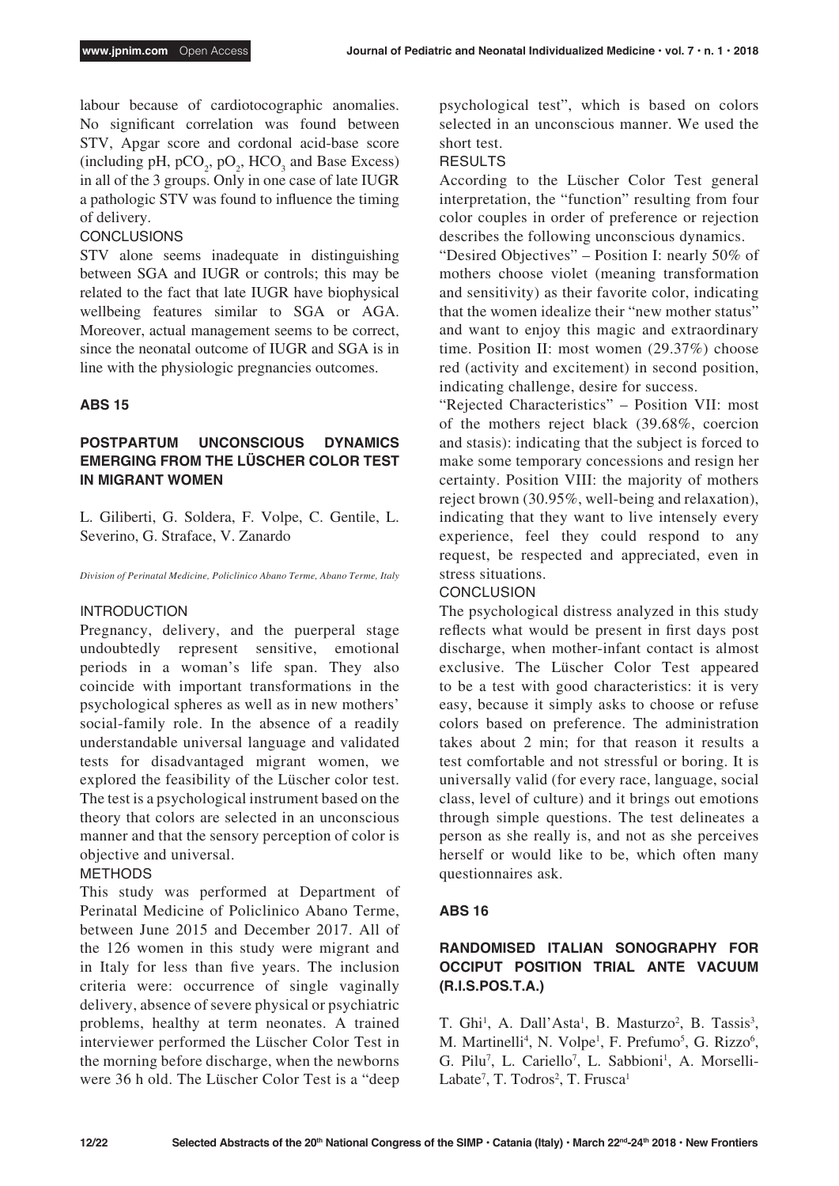labour because of cardiotocographic anomalies. No significant correlation was found between STV, Apgar score and cordonal acid-base score (including pH, $pCO_2$, $pO_2$, $HCO_3$ and Base Excess) in all of the 3 groups. Only in one case of late IUGR a pathologic STV was found to influence the timing of delivery.

CONCLUSIONS

STV alone seems inadequate in distinguishing between SGA and IUGR or controls; this may be related to the fact that late IUGR have biophysical wellbeing features similar to SGA or AGA. Moreover, actual management seems to be correct, since the neonatal outcome of IUGR and SGA is in line with the physiologic pregnancies outcomes.

## ABS 15

### POSTPARTUM UNCONSCIOUS DYNAMICS EMERGING FROM THE LÜSCHER COLOR TEST IN MIGRANT WOMEN

L. Giliberti, G. Soldera, F. Volpe, C. Gentile, L. Severino, G. Straface, V. Zanardo

*Division of Perinatal Medicine, Policlinico Abano Terme, Abano Terme, Italy*

INTRODUCTION

Pregnancy, delivery, and the puerperal stage undoubtedly represent sensitive, emotional periods in a woman's life span. They also coincide with important transformations in the psychological spheres as well as in new mothers' social-family role. In the absence of a readily understandable universal language and validated tests for disadvantaged migrant women, we explored the feasibility of the Lüscher color test. The test is a psychological instrument based on the theory that colors are selected in an unconscious manner and that the sensory perception of color is objective and universal.

METHODS

This study was performed at Department of Perinatal Medicine of Policlinico Abano Terme, between June 2015 and December 2017. All of the 126 women in this study were migrant and in Italy for less than five years. The inclusion criteria were: occurrence of single vaginally delivery, absence of severe physical or psychiatric problems, healthy at term neonates. A trained interviewer performed the Lüscher Color Test in the morning before discharge, when the newborns were 36 h old. The Lüscher Color Test is a "deep psychological test", which is based on colors selected in an unconscious manner. We used the short test.

RESULTS

According to the Lüscher Color Test general interpretation, the "function" resulting from four color couples in order of preference or rejection describes the following unconscious dynamics.

"Desired Objectives" – Position I: nearly 50% of mothers choose violet (meaning transformation and sensitivity) as their favorite color, indicating that the women idealize their "new mother status" and want to enjoy this magic and extraordinary time. Position II: most women (29.37%) choose red (activity and excitement) in second position, indicating challenge, desire for success.

"Rejected Characteristics" – Position VII: most of the mothers reject black (39.68%, coercion and stasis): indicating that the subject is forced to make some temporary concessions and resign her certainty. Position VIII: the majority of mothers reject brown (30.95%, well-being and relaxation), indicating that they want to live intensely every experience, feel they could respond to any request, be respected and appreciated, even in stress situations.

CONCLUSION

The psychological distress analyzed in this study reflects what would be present in first days post discharge, when mother-infant contact is almost exclusive. The Lüscher Color Test appeared to be a test with good characteristics: it is very easy, because it simply asks to choose or refuse colors based on preference. The administration takes about 2 min; for that reason it results a test comfortable and not stressful or boring. It is universally valid (for every race, language, social class, level of culture) and it brings out emotions through simple questions. The test delineates a person as she really is, and not as she perceives herself or would like to be, which often many questionnaires ask.

## ABS 16

### RANDOMISED ITALIAN SONOGRAPHY FOR OCCIPUT POSITION TRIAL ANTE VACUUM (R.I.S.POS.T.A.)

T. Ghi[1], A. Dall'Asta[1], B. Masturzo[2], B. Tassis[3], M. Martinelli[4], N. Volpe[1], F. Prefumo[5], G. Rizzo[6], G. Pilu[7], L. Cariello[7], L. Sabbioni[1], A. Morselli-Labate[7], T. Todros[2], T. Frusca[1]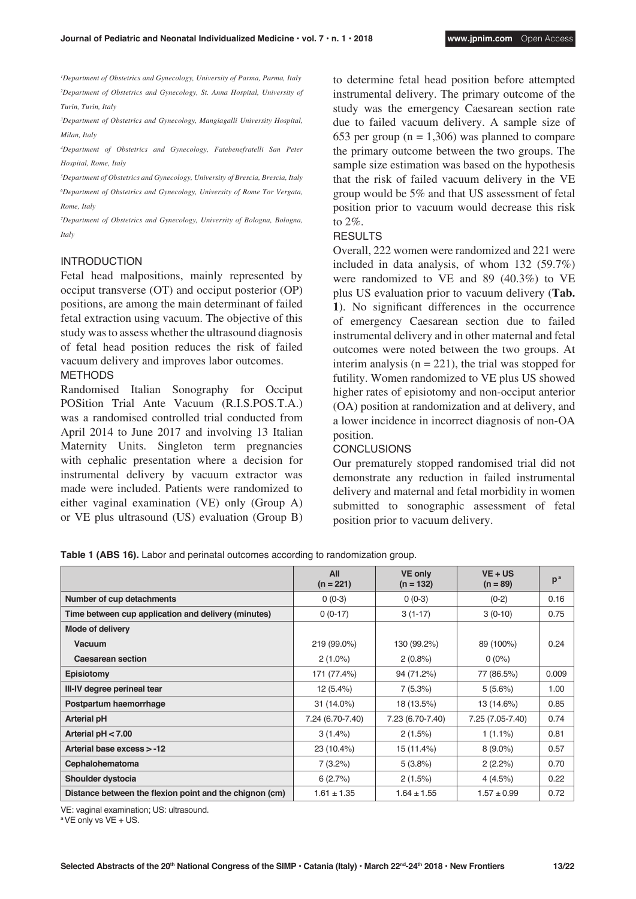[1]Department of Obstetrics and Gynecology, University of Parma, Parma, Italy

[2]Department of Obstetrics and Gynecology, St. Anna Hospital, University of Turin, Turin, Italy

[3]Department of Obstetrics and Gynecology, Mangiagalli University Hospital, Milan, Italy

[4]Department of Obstetrics and Gynecology, Fatebenefratelli San Peter Hospital, Rome, Italy

[5]Department of Obstetrics and Gynecology, University of Brescia, Brescia, Italy

[6]Department of Obstetrics and Gynecology, University of Rome Tor Vergata, Rome, Italy

[7]Department of Obstetrics and Gynecology, University of Bologna, Bologna, Italy

## INTRODUCTION

Fetal head malpositions, mainly represented by occiput transverse (OT) and occiput posterior (OP) positions, are among the main determinant of failed fetal extraction using vacuum. The objective of this study was to assess whether the ultrasound diagnosis of fetal head position reduces the risk of failed vacuum delivery and improves labor outcomes.

## METHODS

Randomised Italian Sonography for Occiput POSition Trial Ante Vacuum (R.I.S.POS.T.A.) was a randomised controlled trial conducted from April 2014 to June 2017 and involving 13 Italian Maternity Units. Singleton term pregnancies with cephalic presentation where a decision for instrumental delivery by vacuum extractor was made were included. Patients were randomized to either vaginal examination (VE) only (Group A) or VE plus ultrasound (US) evaluation (Group B) to determine fetal head position before attempted instrumental delivery. The primary outcome of the study was the emergency Caesarean section rate due to failed vacuum delivery. A sample size of 653 per group (n = 1,306) was planned to compare the primary outcome between the two groups. The sample size estimation was based on the hypothesis that the risk of failed vacuum delivery in the VE group would be 5% and that US assessment of fetal position prior to vacuum would decrease this risk to 2%.

## RESULTS

Overall, 222 women were randomized and 221 were included in data analysis, of whom 132 (59.7%) were randomized to VE and 89 (40.3%) to VE plus US evaluation prior to vacuum delivery (**Tab. 1**). No significant differences in the occurrence of emergency Caesarean section due to failed instrumental delivery and in other maternal and fetal outcomes were noted between the two groups. At interim analysis (n = 221), the trial was stopped for futility. Women randomized to VE plus US showed higher rates of episiotomy and non-occiput anterior (OA) position at randomization and at delivery, and a lower incidence in incorrect diagnosis of non-OA position.

## CONCLUSIONS

Our prematurely stopped randomised trial did not demonstrate any reduction in failed instrumental delivery and maternal and fetal morbidity in women submitted to sonographic assessment of fetal position prior to vacuum delivery.

**Table 1 (ABS 16).** Labor and perinatal outcomes according to randomization group.

| | All (n = 221) | VE only (n = 132) | VE + US (n = 89) | p[a] |
|---|---|---|---|---|
| **Number of cup detachments** | 0 (0-3) | 0 (0-3) | (0-2) | 0.16 |
| **Time between cup application and delivery (minutes)** | 0 (0-17) | 3 (1-17) | 3 (0-10) | 0.75 |
| **Mode of delivery** | | | | |
| **Vacuum** | 219 (99.0%) | 130 (99.2%) | 89 (100%) | 0.24 |
| **Caesarean section** | 2 (1.0%) | 2 (0.8%) | 0 (0%) | |
| **Episiotomy** | 171 (77.4%) | 94 (71.2%) | 77 (86.5%) | 0.009 |
| **III-IV degree perineal tear** | 12 (5.4%) | 7 (5.3%) | 5 (5.6%) | 1.00 |
| **Postpartum haemorrhage** | 31 (14.0%) | 18 (13.5%) | 13 (14.6%) | 0.85 |
| **Arterial pH** | 7.24 (6.70-7.40) | 7.23 (6.70-7.40) | 7.25 (7.05-7.40) | 0.74 |
| **Arterial pH < 7.00** | 3 (1.4%) | 2 (1.5%) | 1 (1.1%) | 0.81 |
| **Arterial base excess > -12** | 23 (10.4%) | 15 (11.4%) | 8 (9.0%) | 0.57 |
| **Cephalohematoma** | 7 (3.2%) | 5 (3.8%) | 2 (2.2%) | 0.70 |
| **Shoulder dystocia** | 6 (2.7%) | 2 (1.5%) | 4 (4.5%) | 0.22 |
| **Distance between the flexion point and the chignon (cm)** | 1.61 ± 1.35 | 1.64 ± 1.55 | 1.57 ± 0.99 | 0.72 |

VE: vaginal examination; US: ultrasound.

[a] VE only vs VE + US.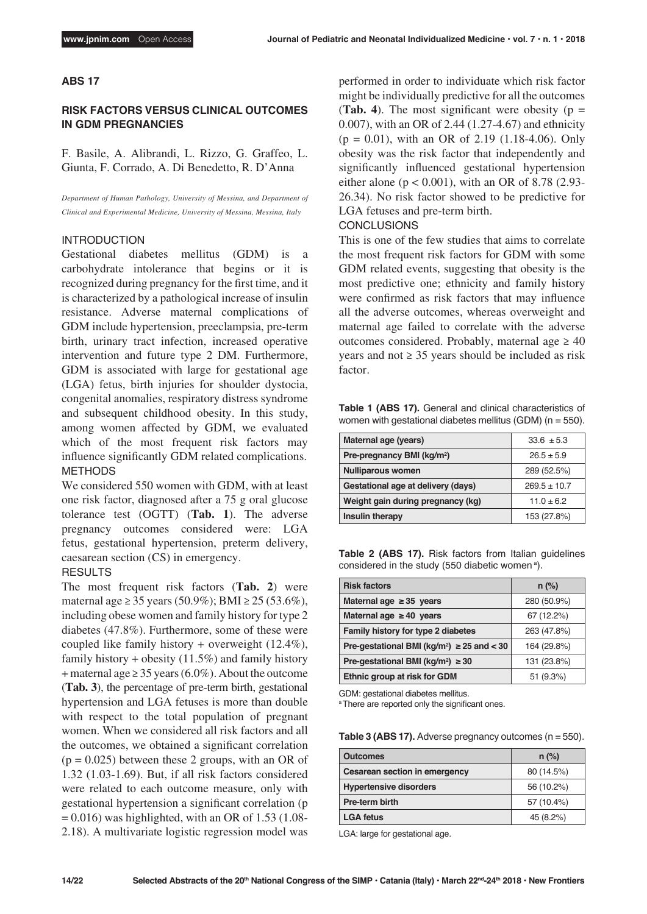## ABS 17

### RISK FACTORS VERSUS CLINICAL OUTCOMES IN GDM PREGNANCIES

F. Basile, A. Alibrandi, L. Rizzo, G. Graffeo, L. Giunta, F. Corrado, A. Di Benedetto, R. D'Anna

*Department of Human Pathology, University of Messina, and Department of Clinical and Experimental Medicine, University of Messina, Messina, Italy*

#### INTRODUCTION

Gestational diabetes mellitus (GDM) is a carbohydrate intolerance that begins or it is recognized during pregnancy for the first time, and it is characterized by a pathological increase of insulin resistance. Adverse maternal complications of GDM include hypertension, preeclampsia, pre-term birth, urinary tract infection, increased operative intervention and future type 2 DM. Furthermore, GDM is associated with large for gestational age (LGA) fetus, birth injuries for shoulder dystocia, congenital anomalies, respiratory distress syndrome and subsequent childhood obesity. In this study, among women affected by GDM, we evaluated which of the most frequent risk factors may influence significantly GDM related complications.

#### METHODS

We considered 550 women with GDM, with at least one risk factor, diagnosed after a 75 g oral glucose tolerance test (OGTT) (**Tab. 1**). The adverse pregnancy outcomes considered were: LGA fetus, gestational hypertension, preterm delivery, caesarean section (CS) in emergency.

#### RESULTS

The most frequent risk factors (**Tab. 2**) were maternal age ≥ 35 years (50.9%); BMI ≥ 25 (53.6%), including obese women and family history for type 2 diabetes (47.8%). Furthermore, some of these were coupled like family history + overweight (12.4%), family history + obesity (11.5%) and family history + maternal age ≥ 35 years (6.0%). About the outcome (**Tab. 3**), the percentage of pre-term birth, gestational hypertension and LGA fetuses is more than double with respect to the total population of pregnant women. When we considered all risk factors and all the outcomes, we obtained a significant correlation ($p = 0.025$) between these 2 groups, with an OR of 1.32 (1.03-1.69). But, if all risk factors considered were related to each outcome measure, only with gestational hypertension a significant correlation ($p = 0.016$) was highlighted, with an OR of 1.53 (1.08-2.18). A multivariate logistic regression model was performed in order to individuate which risk factor might be individually predictive for all the outcomes (**Tab. 4**). The most significant were obesity ($p = 0.007$), with an OR of 2.44 (1.27-4.67) and ethnicity ($p = 0.01$), with an OR of 2.19 (1.18-4.06). Only obesity was the risk factor that independently and significantly influenced gestational hypertension either alone ($p < 0.001$), with an OR of 8.78 (2.93-26.34). No risk factor showed to be predictive for LGA fetuses and pre-term birth.

#### CONCLUSIONS

This is one of the few studies that aims to correlate the most frequent risk factors for GDM with some GDM related events, suggesting that obesity is the most predictive one; ethnicity and family history were confirmed as risk factors that may influence all the adverse outcomes, whereas overweight and maternal age failed to correlate with the adverse outcomes considered. Probably, maternal age ≥ 40 years and not ≥ 35 years should be included as risk factor.

**Table 1 (ABS 17).** General and clinical characteristics of women with gestational diabetes mellitus (GDM) (n = 550).

| | |
|---|---|
| **Maternal age (years)** | 33.6 ± 5.3 |
| **Pre-pregnancy BMI (kg/m²)** | 26.5 ± 5.9 |
| **Nulliparous women** | 289 (52.5%) |
| **Gestational age at delivery (days)** | 269.5 ± 10.7 |
| **Weight gain during pregnancy (kg)** | 11.0 ± 6.2 |
| **Insulin therapy** | 153 (27.8%) |

**Table 2 (ABS 17).** Risk factors from Italian guidelines considered in the study (550 diabetic women [a]).

| Risk factors | n (%) |
|---|---|
| Maternal age ≥ 35 years | 280 (50.9%) |
| Maternal age ≥ 40 years | 67 (12.2%) |
| Family history for type 2 diabetes | 263 (47.8%) |
| Pre-gestational BMI (kg/m²) ≥ 25 and < 30 | 164 (29.8%) |
| Pre-gestational BMI (kg/m²) ≥ 30 | 131 (23.8%) |
| Ethnic group at risk for GDM | 51 (9.3%) |

GDM: gestational diabetes mellitus.
[a] There are reported only the significant ones.

**Table 3 (ABS 17).** Adverse pregnancy outcomes (n = 550).

| Outcomes | n (%) |
|---|---|
| Cesarean section in emergency | 80 (14.5%) |
| Hypertensive disorders | 56 (10.2%) |
| Pre-term birth | 57 (10.4%) |
| LGA fetus | 45 (8.2%) |

LGA: large for gestational age.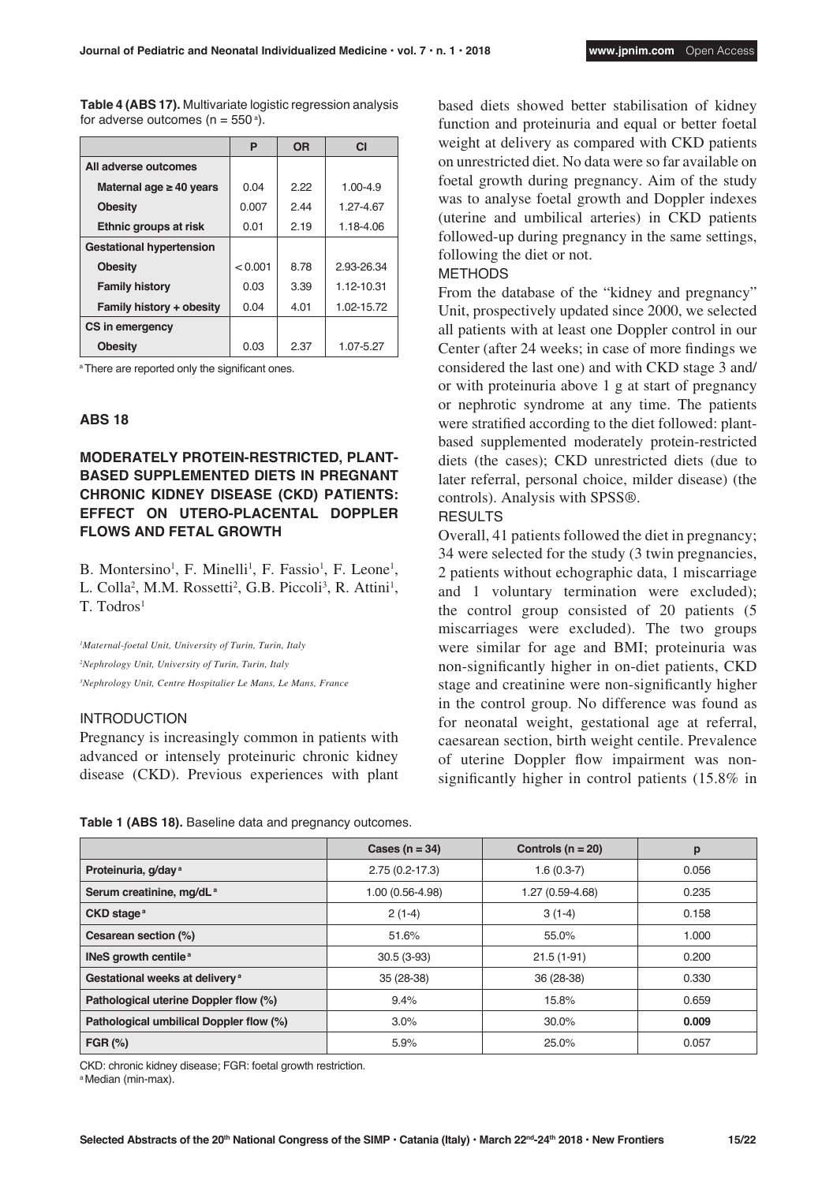**Table 4 (ABS 17).** Multivariate logistic regression analysis for adverse outcomes (n = 550 [a]).

| | P | OR | CI |
|---|---|---|---|
| **All adverse outcomes** | | | |
| **Maternal age ≥ 40 years** | 0.04 | 2.22 | 1.00-4.9 |
| **Obesity** | 0.007 | 2.44 | 1.27-4.67 |
| **Ethnic groups at risk** | 0.01 | 2.19 | 1.18-4.06 |
| **Gestational hypertension** | | | |
| **Obesity** | < 0.001 | 8.78 | 2.93-26.34 |
| **Family history** | 0.03 | 3.39 | 1.12-10.31 |
| **Family history + obesity** | 0.04 | 4.01 | 1.02-15.72 |
| **CS in emergency** | | | |
| **Obesity** | 0.03 | 2.37 | 1.07-5.27 |

[a] There are reported only the significant ones.

## ABS 18

### MODERATELY PROTEIN-RESTRICTED, PLANT-BASED SUPPLEMENTED DIETS IN PREGNANT CHRONIC KIDNEY DISEASE (CKD) PATIENTS: EFFECT ON UTERO-PLACENTAL DOPPLER FLOWS AND FETAL GROWTH

B. Montersino[1], F. Minelli[1], F. Fassio[1], F. Leone[1], L. Colla[2], M.M. Rossetti[2], G.B. Piccoli[3], R. Attini[1], T. Todros[1]

*[1]Maternal-foetal Unit, University of Turin, Turin, Italy*
*[2]Nephrology Unit, University of Turin, Turin, Italy*
*[3]Nephrology Unit, Centre Hospitalier Le Mans, Le Mans, France*

INTRODUCTION

Pregnancy is increasingly common in patients with advanced or intensely proteinuric chronic kidney disease (CKD). Previous experiences with plant based diets showed better stabilisation of kidney function and proteinuria and equal or better foetal weight at delivery as compared with CKD patients on unrestricted diet. No data were so far available on foetal growth during pregnancy. Aim of the study was to analyse foetal growth and Doppler indexes (uterine and umbilical arteries) in CKD patients followed-up during pregnancy in the same settings, following the diet or not.

METHODS

From the database of the "kidney and pregnancy" Unit, prospectively updated since 2000, we selected all patients with at least one Doppler control in our Center (after 24 weeks; in case of more findings we considered the last one) and with CKD stage 3 and/or with proteinuria above 1 g at start of pregnancy or nephrotic syndrome at any time. The patients were stratified according to the diet followed: plant-based supplemented moderately protein-restricted diets (the cases); CKD unrestricted diets (due to later referral, personal choice, milder disease) (the controls). Analysis with SPSS®.

RESULTS

Overall, 41 patients followed the diet in pregnancy; 34 were selected for the study (3 twin pregnancies, 2 patients without echographic data, 1 miscarriage and 1 voluntary termination were excluded); the control group consisted of 20 patients (5 miscarriages were excluded). The two groups were similar for age and BMI; proteinuria was non-significantly higher in on-diet patients, CKD stage and creatinine were non-significantly higher in the control group. No difference was found as for neonatal weight, gestational age at referral, caesarean section, birth weight centile. Prevalence of uterine Doppler flow impairment was non-significantly higher in control patients (15.8% in

**Table 1 (ABS 18).** Baseline data and pregnancy outcomes.

| | Cases (n = 34) | Controls (n = 20) | p |
|---|---|---|---|
| **Proteinuria, g/day [a]** | 2.75 (0.2-17.3) | 1.6 (0.3-7) | 0.056 |
| **Serum creatinine, mg/dL [a]** | 1.00 (0.56-4.98) | 1.27 (0.59-4.68) | 0.235 |
| **CKD stage [a]** | 2 (1-4) | 3 (1-4) | 0.158 |
| **Cesarean section (%)** | 51.6% | 55.0% | 1.000 |
| **INeS growth centile [a]** | 30.5 (3-93) | 21.5 (1-91) | 0.200 |
| **Gestational weeks at delivery [a]** | 35 (28-38) | 36 (28-38) | 0.330 |
| **Pathological uterine Doppler flow (%)** | 9.4% | 15.8% | 0.659 |
| **Pathological umbilical Doppler flow (%)** | 3.0% | 30.0% | **0.009** |
| **FGR (%)** | 5.9% | 25.0% | 0.057 |

CKD: chronic kidney disease; FGR: foetal growth restriction.
[a] Median (min-max).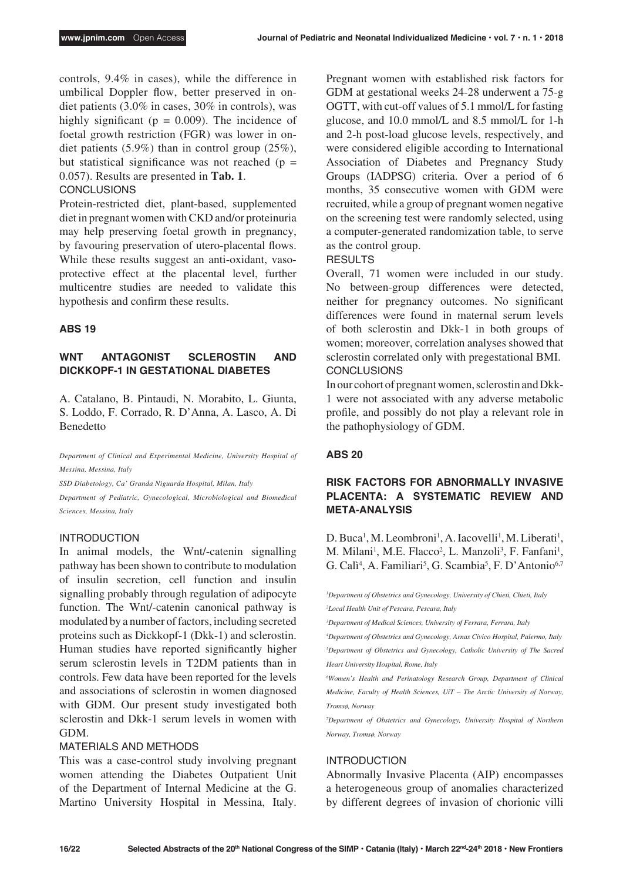controls, 9.4% in cases), while the difference in umbilical Doppler flow, better preserved in on-diet patients (3.0% in cases, 30% in controls), was highly significant (p = 0.009). The incidence of foetal growth restriction (FGR) was lower in on-diet patients (5.9%) than in control group (25%), but statistical significance was not reached (p = 0.057). Results are presented in **Tab. 1**.

CONCLUSIONS

Protein-restricted diet, plant-based, supplemented diet in pregnant women with CKD and/or proteinuria may help preserving foetal growth in pregnancy, by favouring preservation of utero-placental flows. While these results suggest an anti-oxidant, vaso-protective effect at the placental level, further multicentre studies are needed to validate this hypothesis and confirm these results.

## ABS 19

### WNT ANTAGONIST SCLEROSTIN AND DICKKOPF-1 IN GESTATIONAL DIABETES

A. Catalano, B. Pintaudi, N. Morabito, L. Giunta, S. Loddo, F. Corrado, R. D'Anna, A. Lasco, A. Di Benedetto

*Department of Clinical and Experimental Medicine, University Hospital of Messina, Messina, Italy*

*SSD Diabetology, Ca' Granda Niguarda Hospital, Milan, Italy*

*Department of Pediatric, Gynecological, Microbiological and Biomedical Sciences, Messina, Italy*

INTRODUCTION

In animal models, the Wnt/-catenin signalling pathway has been shown to contribute to modulation of insulin secretion, cell function and insulin signalling probably through regulation of adipocyte function. The Wnt/-catenin canonical pathway is modulated by a number of factors, including secreted proteins such as Dickkopf-1 (Dkk-1) and sclerostin. Human studies have reported significantly higher serum sclerostin levels in T2DM patients than in controls. Few data have been reported for the levels and associations of sclerostin in women diagnosed with GDM. Our present study investigated both sclerostin and Dkk-1 serum levels in women with GDM.

MATERIALS AND METHODS

This was a case-control study involving pregnant women attending the Diabetes Outpatient Unit of the Department of Internal Medicine at the G. Martino University Hospital in Messina, Italy. Pregnant women with established risk factors for GDM at gestational weeks 24-28 underwent a 75-g OGTT, with cut-off values of 5.1 mmol/L for fasting glucose, and 10.0 mmol/L and 8.5 mmol/L for 1-h and 2-h post-load glucose levels, respectively, and were considered eligible according to International Association of Diabetes and Pregnancy Study Groups (IADPSG) criteria. Over a period of 6 months, 35 consecutive women with GDM were recruited, while a group of pregnant women negative on the screening test were randomly selected, using a computer-generated randomization table, to serve as the control group.

RESULTS

Overall, 71 women were included in our study. No between-group differences were detected, neither for pregnancy outcomes. No significant differences were found in maternal serum levels of both sclerostin and Dkk-1 in both groups of women; moreover, correlation analyses showed that sclerostin correlated only with pregestational BMI.

CONCLUSIONS

In our cohort of pregnant women, sclerostin and Dkk-1 were not associated with any adverse metabolic profile, and possibly do not play a relevant role in the pathophysiology of GDM.

## ABS 20

### RISK FACTORS FOR ABNORMALLY INVASIVE PLACENTA: A SYSTEMATIC REVIEW AND META-ANALYSIS

D. Buca[1], M. Leombroni[1], A. Iacovelli[1], M. Liberati[1], M. Milani[1], M.E. Flacco[2], L. Manzoli[3], F. Fanfani[1], G. Calì[4], A. Familiari[5], G. Scambia[5], F. D'Antonio[6,7]

*[1]Department of Obstetrics and Gynecology, University of Chieti, Chieti, Italy*

*[2]Local Health Unit of Pescara, Pescara, Italy*

*[3]Department of Medical Sciences, University of Ferrara, Ferrara, Italy*

*[4]Department of Obstetrics and Gynecology, Arnas Civico Hospital, Palermo, Italy*

*[5]Department of Obstetrics and Gynecology, Catholic University of The Sacred Heart University Hospital, Rome, Italy*

*[6]Women's Health and Perinatology Research Group, Department of Clinical Medicine, Faculty of Health Sciences, UiT – The Arctic University of Norway, Tromsø, Norway*

*[7]Department of Obstetrics and Gynecology, University Hospital of Northern Norway, Tromsø, Norway*

INTRODUCTION

Abnormally Invasive Placenta (AIP) encompasses a heterogeneous group of anomalies characterized by different degrees of invasion of chorionic villi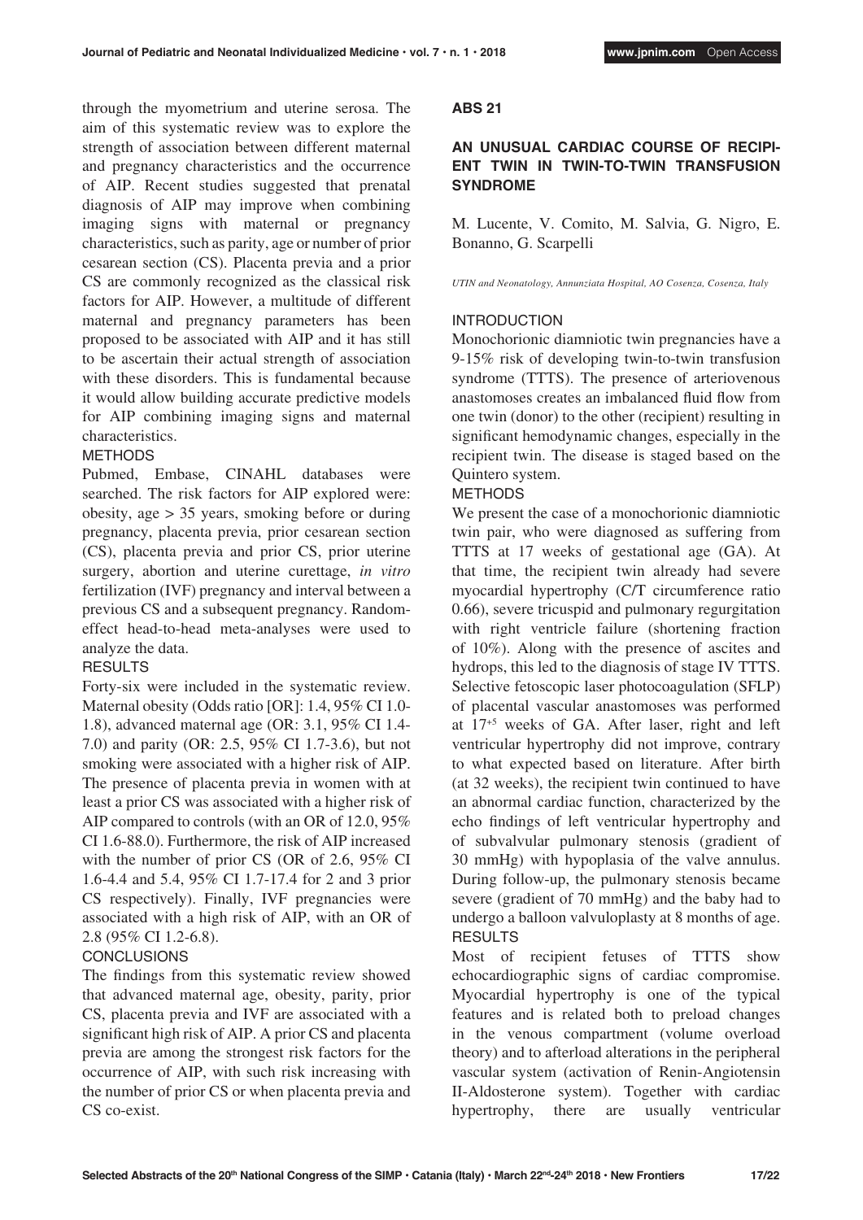through the myometrium and uterine serosa. The aim of this systematic review was to explore the strength of association between different maternal and pregnancy characteristics and the occurrence of AIP. Recent studies suggested that prenatal diagnosis of AIP may improve when combining imaging signs with maternal or pregnancy characteristics, such as parity, age or number of prior cesarean section (CS). Placenta previa and a prior CS are commonly recognized as the classical risk factors for AIP. However, a multitude of different maternal and pregnancy parameters has been proposed to be associated with AIP and it has still to be ascertain their actual strength of association with these disorders. This is fundamental because it would allow building accurate predictive models for AIP combining imaging signs and maternal characteristics.

METHODS

Pubmed, Embase, CINAHL databases were searched. The risk factors for AIP explored were: obesity, age > 35 years, smoking before or during pregnancy, placenta previa, prior cesarean section (CS), placenta previa and prior CS, prior uterine surgery, abortion and uterine curettage, *in vitro* fertilization (IVF) pregnancy and interval between a previous CS and a subsequent pregnancy. Random-effect head-to-head meta-analyses were used to analyze the data.

RESULTS

Forty-six were included in the systematic review. Maternal obesity (Odds ratio [OR]: 1.4, 95% CI 1.0-1.8), advanced maternal age (OR: 3.1, 95% CI 1.4-7.0) and parity (OR: 2.5, 95% CI 1.7-3.6), but not smoking were associated with a higher risk of AIP. The presence of placenta previa in women with at least a prior CS was associated with a higher risk of AIP compared to controls (with an OR of 12.0, 95% CI 1.6-88.0). Furthermore, the risk of AIP increased with the number of prior CS (OR of 2.6, 95% CI 1.6-4.4 and 5.4, 95% CI 1.7-17.4 for 2 and 3 prior CS respectively). Finally, IVF pregnancies were associated with a high risk of AIP, with an OR of 2.8 (95% CI 1.2-6.8).

CONCLUSIONS

The findings from this systematic review showed that advanced maternal age, obesity, parity, prior CS, placenta previa and IVF are associated with a significant high risk of AIP. A prior CS and placenta previa are among the strongest risk factors for the occurrence of AIP, with such risk increasing with the number of prior CS or when placenta previa and CS co-exist.

**ABS 21**

## AN UNUSUAL CARDIAC COURSE OF RECIPIENT TWIN IN TWIN-TO-TWIN TRANSFUSION SYNDROME

M. Lucente, V. Comito, M. Salvia, G. Nigro, E. Bonanno, G. Scarpelli

*UTIN and Neonatology, Annunziata Hospital, AO Cosenza, Cosenza, Italy*

INTRODUCTION

Monochorionic diamniotic twin pregnancies have a 9-15% risk of developing twin-to-twin transfusion syndrome (TTTS). The presence of arteriovenous anastomoses creates an imbalanced fluid flow from one twin (donor) to the other (recipient) resulting in significant hemodynamic changes, especially in the recipient twin. The disease is staged based on the Quintero system.

METHODS

We present the case of a monochorionic diamniotic twin pair, who were diagnosed as suffering from TTTS at 17 weeks of gestational age (GA). At that time, the recipient twin already had severe myocardial hypertrophy (C/T circumference ratio 0.66), severe tricuspid and pulmonary regurgitation with right ventricle failure (shortening fraction of 10%). Along with the presence of ascites and hydrops, this led to the diagnosis of stage IV TTTS. Selective fetoscopic laser photocoagulation (SFLP) of placental vascular anastomoses was performed at $17^{+5}$ weeks of GA. After laser, right and left ventricular hypertrophy did not improve, contrary to what expected based on literature. After birth (at 32 weeks), the recipient twin continued to have an abnormal cardiac function, characterized by the echo findings of left ventricular hypertrophy and of subvalvular pulmonary stenosis (gradient of 30 mmHg) with hypoplasia of the valve annulus. During follow-up, the pulmonary stenosis became severe (gradient of 70 mmHg) and the baby had to undergo a balloon valvuloplasty at 8 months of age.

RESULTS

Most of recipient fetuses of TTTS show echocardiographic signs of cardiac compromise. Myocardial hypertrophy is one of the typical features and is related both to preload changes in the venous compartment (volume overload theory) and to afterload alterations in the peripheral vascular system (activation of Renin-Angiotensin II-Aldosterone system). Together with cardiac hypertrophy, there are usually ventricular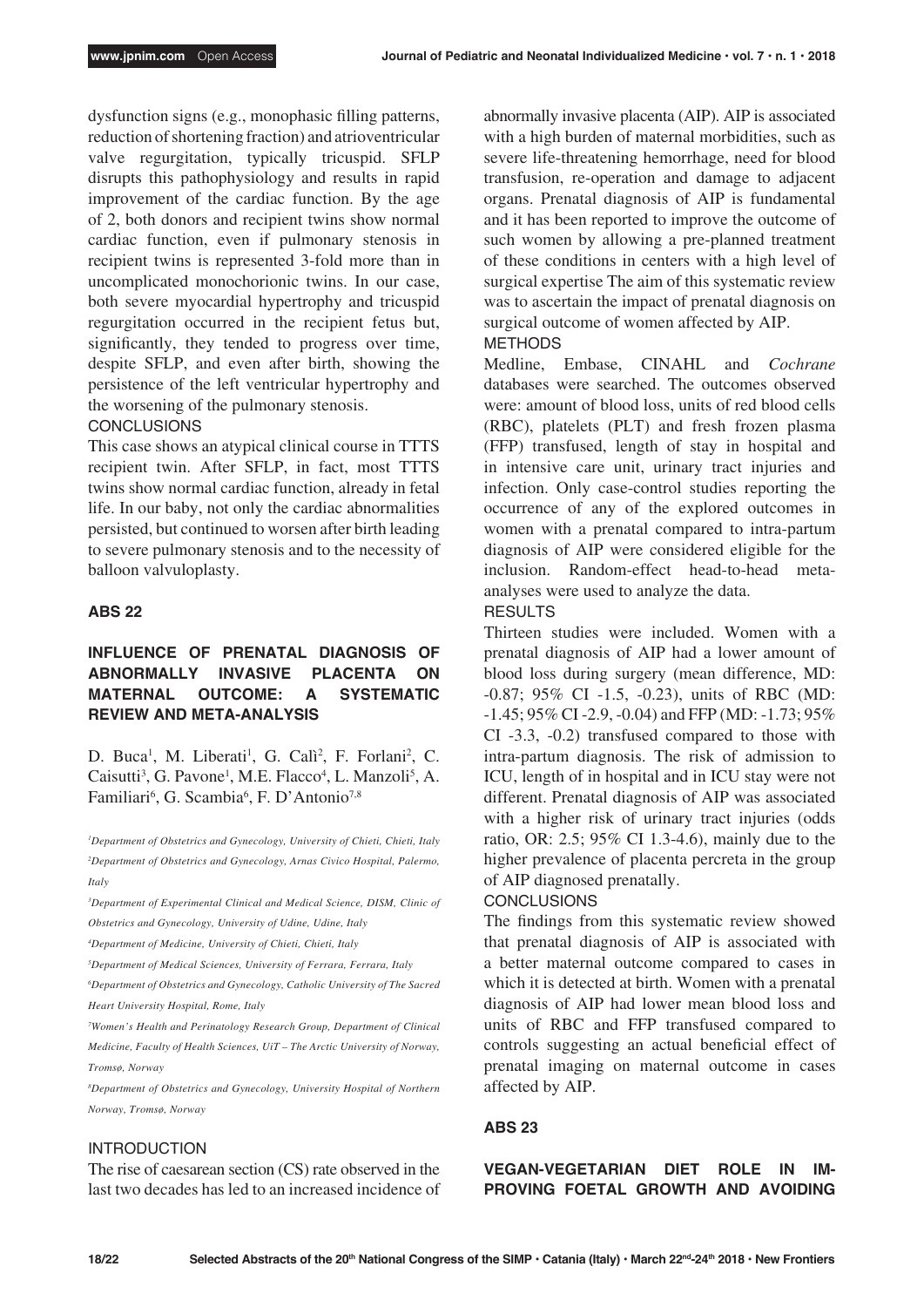dysfunction signs (e.g., monophasic filling patterns, reduction of shortening fraction) and atrioventricular valve regurgitation, typically tricuspid. SFLP disrupts this pathophysiology and results in rapid improvement of the cardiac function. By the age of 2, both donors and recipient twins show normal cardiac function, even if pulmonary stenosis in recipient twins is represented 3-fold more than in uncomplicated monochorionic twins. In our case, both severe myocardial hypertrophy and tricuspid regurgitation occurred in the recipient fetus but, significantly, they tended to progress over time, despite SFLP, and even after birth, showing the persistence of the left ventricular hypertrophy and the worsening of the pulmonary stenosis.

CONCLUSIONS

This case shows an atypical clinical course in TTTS recipient twin. After SFLP, in fact, most TTTS twins show normal cardiac function, already in fetal life. In our baby, not only the cardiac abnormalities persisted, but continued to worsen after birth leading to severe pulmonary stenosis and to the necessity of balloon valvuloplasty.

## ABS 22

### INFLUENCE OF PRENATAL DIAGNOSIS OF ABNORMALLY INVASIVE PLACENTA ON MATERNAL OUTCOME: A SYSTEMATIC REVIEW AND META-ANALYSIS

D. Buca[1], M. Liberati[1], G. Calì[2], F. Forlani[2], C. Caisutti[3], G. Pavone[1], M.E. Flacco[4], L. Manzoli[5], A. Familiari[6], G. Scambia[6], F. D'Antonio[7,8]

*[1]Department of Obstetrics and Gynecology, University of Chieti, Chieti, Italy*
*[2]Department of Obstetrics and Gynecology, Arnas Civico Hospital, Palermo, Italy*
*[3]Department of Experimental Clinical and Medical Science, DISM, Clinic of Obstetrics and Gynecology, University of Udine, Udine, Italy*
*[4]Department of Medicine, University of Chieti, Chieti, Italy*
*[5]Department of Medical Sciences, University of Ferrara, Ferrara, Italy*
*[6]Department of Obstetrics and Gynecology, Catholic University of The Sacred Heart University Hospital, Rome, Italy*
*[7]Women's Health and Perinatology Research Group, Department of Clinical Medicine, Faculty of Health Sciences, UiT – The Arctic University of Norway, Tromsø, Norway*
*[8]Department of Obstetrics and Gynecology, University Hospital of Northern Norway, Tromsø, Norway*

INTRODUCTION

The rise of caesarean section (CS) rate observed in the last two decades has led to an increased incidence of abnormally invasive placenta (AIP). AIP is associated with a high burden of maternal morbidities, such as severe life-threatening hemorrhage, need for blood transfusion, re-operation and damage to adjacent organs. Prenatal diagnosis of AIP is fundamental and it has been reported to improve the outcome of such women by allowing a pre-planned treatment of these conditions in centers with a high level of surgical expertise The aim of this systematic review was to ascertain the impact of prenatal diagnosis on surgical outcome of women affected by AIP.

METHODS

Medline, Embase, CINAHL and *Cochrane* databases were searched. The outcomes observed were: amount of blood loss, units of red blood cells (RBC), platelets (PLT) and fresh frozen plasma (FFP) transfused, length of stay in hospital and in intensive care unit, urinary tract injuries and infection. Only case-control studies reporting the occurrence of any of the explored outcomes in women with a prenatal compared to intra-partum diagnosis of AIP were considered eligible for the inclusion. Random-effect head-to-head meta-analyses were used to analyze the data.

RESULTS

Thirteen studies were included. Women with a prenatal diagnosis of AIP had a lower amount of blood loss during surgery (mean difference, MD: -0.87; 95% CI -1.5, -0.23), units of RBC (MD: -1.45; 95% CI -2.9, -0.04) and FFP (MD: -1.73; 95% CI -3.3, -0.2) transfused compared to those with intra-partum diagnosis. The risk of admission to ICU, length of in hospital and in ICU stay were not different. Prenatal diagnosis of AIP was associated with a higher risk of urinary tract injuries (odds ratio, OR: 2.5; 95% CI 1.3-4.6), mainly due to the higher prevalence of placenta percreta in the group of AIP diagnosed prenatally.

CONCLUSIONS

The findings from this systematic review showed that prenatal diagnosis of AIP is associated with a better maternal outcome compared to cases in which it is detected at birth. Women with a prenatal diagnosis of AIP had lower mean blood loss and units of RBC and FFP transfused compared to controls suggesting an actual beneficial effect of prenatal imaging on maternal outcome in cases affected by AIP.

## ABS 23

### VEGAN-VEGETARIAN DIET ROLE IN IMPROVING FOETAL GROWTH AND AVOIDING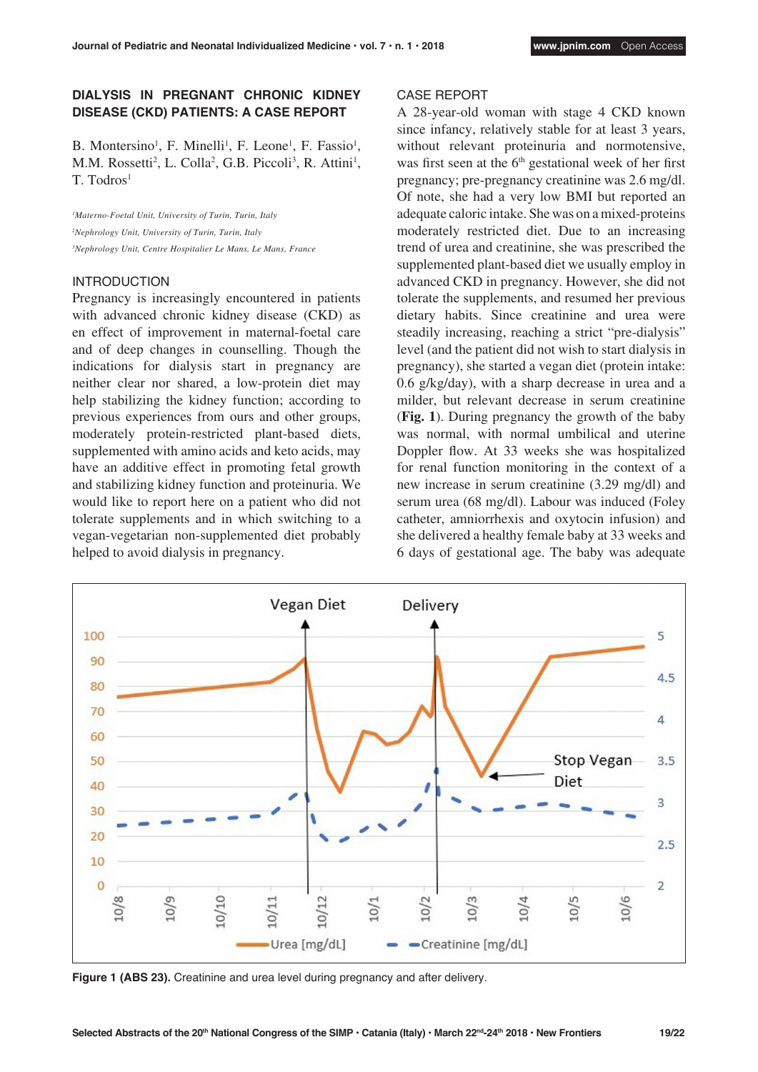## DIALYSIS IN PREGNANT CHRONIC KIDNEY DISEASE (CKD) PATIENTS: A CASE REPORT

B. Montersino[1], F. Minelli[1], F. Leone[1], F. Fassio[1], M.M. Rossetti[2], L. Colla[2], G.B. Piccoli[3], R. Attini[1], T. Todros[1]

[1]*Materno-Foetal Unit, University of Turin, Turin, Italy*
[2]*Nephrology Unit, University of Turin, Turin, Italy*
[3]*Nephrology Unit, Centre Hospitalier Le Mans, Le Mans, France*

### INTRODUCTION

Pregnancy is increasingly encountered in patients with advanced chronic kidney disease (CKD) as en effect of improvement in maternal-foetal care and of deep changes in counselling. Though the indications for dialysis start in pregnancy are neither clear nor shared, a low-protein diet may help stabilizing the kidney function; according to previous experiences from ours and other groups, moderately protein-restricted plant-based diets, supplemented with amino acids and keto acids, may have an additive effect in promoting fetal growth and stabilizing kidney function and proteinuria. We would like to report here on a patient who did not tolerate supplements and in which switching to a vegan-vegetarian non-supplemented diet probably helped to avoid dialysis in pregnancy.

### CASE REPORT

A 28-year-old woman with stage 4 CKD known since infancy, relatively stable for at least 3 years, without relevant proteinuria and normotensive, was first seen at the 6th gestational week of her first pregnancy; pre-pregnancy creatinine was 2.6 mg/dl. Of note, she had a very low BMI but reported an adequate caloric intake. She was on a mixed-proteins moderately restricted diet. Due to an increasing trend of urea and creatinine, she was prescribed the supplemented plant-based diet we usually employ in advanced CKD in pregnancy. However, she did not tolerate the supplements, and resumed her previous dietary habits. Since creatinine and urea were steadily increasing, reaching a strict "pre-dialysis" level (and the patient did not wish to start dialysis in pregnancy), she started a vegan diet (protein intake: 0.6 g/kg/day), with a sharp decrease in urea and a milder, but relevant decrease in serum creatinine (**Fig. 1**). During pregnancy the growth of the baby was normal, with normal umbilical and uterine Doppler flow. At 33 weeks she was hospitalized for renal function monitoring in the context of a new increase in serum creatinine (3.29 mg/dl) and serum urea (68 mg/dl). Labour was induced (Foley catheter, amniorrhexis and oxytocin infusion) and she delivered a healthy female baby at 33 weeks and 6 days of gestational age. The baby was adequate

**Figure 1 (ABS 23).** Creatinine and urea level during pregnancy and after delivery.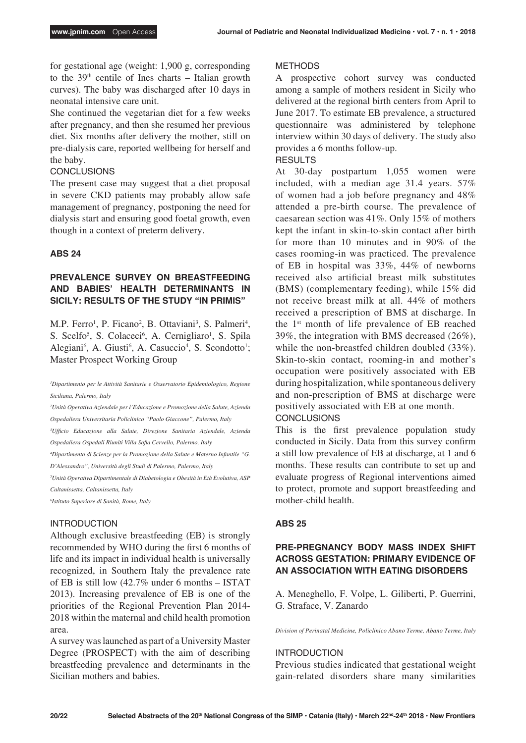for gestational age (weight: 1,900 g, corresponding to the 39th centile of Ines charts – Italian growth curves). The baby was discharged after 10 days in neonatal intensive care unit.

She continued the vegetarian diet for a few weeks after pregnancy, and then she resumed her previous diet. Six months after delivery the mother, still on pre-dialysis care, reported wellbeing for herself and the baby.

CONCLUSIONS

The present case may suggest that a diet proposal in severe CKD patients may probably allow safe management of pregnancy, postponing the need for dialysis start and ensuring good foetal growth, even though in a context of preterm delivery.

## ABS 24

### PREVALENCE SURVEY ON BREASTFEEDING AND BABIES' HEALTH DETERMINANTS IN SICILY: RESULTS OF THE STUDY "IN PRIMIS"

M.P. Ferro[1], P. Ficano[2], B. Ottaviani[3], S. Palmeri[4], S. Scelfo[5], S. Colaceci[6], A. Cernigliaro[1], S. Spila Alegiani[6], A. Giusti[6], A. Casuccio[4], S. Scondotto[1]; Master Prospect Working Group

*[1]Dipartimento per le Attività Sanitarie e Osservatorio Epidemiologico, Regione Siciliana, Palermo, Italy*

*[2]Unità Operativa Aziendale per l'Educazione e Promozione della Salute, Azienda Ospedaliera Universitaria Policlinico "Paolo Giaccone", Palermo, Italy*

*[3]Ufficio Educazione alla Salute, Direzione Sanitaria Aziendale, Azienda Ospedaliera Ospedali Riuniti Villa Sofia Cervello, Palermo, Italy*

*[4]Dipartimento di Scienze per la Promozione della Salute e Materno Infantile "G. D'Alessandro", Università degli Studi di Palermo, Palermo, Italy*

*[5]Unità Operativa Dipartimentale di Diabetologia e Obesità in Età Evolutiva, ASP Caltanissetta, Caltanissetta, Italy*

*[6]Istituto Superiore di Sanità, Rome, Italy*

INTRODUCTION

Although exclusive breastfeeding (EB) is strongly recommended by WHO during the first 6 months of life and its impact in individual health is universally recognized, in Southern Italy the prevalence rate of EB is still low (42.7% under 6 months – ISTAT 2013). Increasing prevalence of EB is one of the priorities of the Regional Prevention Plan 2014-2018 within the maternal and child health promotion area.

A survey was launched as part of a University Master Degree (PROSPECT) with the aim of describing breastfeeding prevalence and determinants in the Sicilian mothers and babies.

METHODS

A prospective cohort survey was conducted among a sample of mothers resident in Sicily who delivered at the regional birth centers from April to June 2017. To estimate EB prevalence, a structured questionnaire was administered by telephone interview within 30 days of delivery. The study also provides a 6 months follow-up.

RESULTS

At 30-day postpartum 1,055 women were included, with a median age 31.4 years. 57% of women had a job before pregnancy and 48% attended a pre-birth course. The prevalence of caesarean section was 41%. Only 15% of mothers kept the infant in skin-to-skin contact after birth for more than 10 minutes and in 90% of the cases rooming-in was practiced. The prevalence of EB in hospital was 33%, 44% of newborns received also artificial breast milk substitutes (BMS) (complementary feeding), while 15% did not receive breast milk at all. 44% of mothers received a prescription of BMS at discharge. In the 1st month of life prevalence of EB reached 39%, the integration with BMS decreased (26%), while the non-breastfed children doubled (33%). Skin-to-skin contact, rooming-in and mother's occupation were positively associated with EB during hospitalization, while spontaneous delivery and non-prescription of BMS at discharge were positively associated with EB at one month.

CONCLUSIONS

This is the first prevalence population study conducted in Sicily. Data from this survey confirm a still low prevalence of EB at discharge, at 1 and 6 months. These results can contribute to set up and evaluate progress of Regional interventions aimed to protect, promote and support breastfeeding and mother-child health.

## ABS 25

### PRE-PREGNANCY BODY MASS INDEX SHIFT ACROSS GESTATION: PRIMARY EVIDENCE OF AN ASSOCIATION WITH EATING DISORDERS

A. Meneghello, F. Volpe, L. Giliberti, P. Guerrini, G. Straface, V. Zanardo

*Division of Perinatal Medicine, Policlinico Abano Terme, Abano Terme, Italy*

INTRODUCTION

Previous studies indicated that gestational weight gain-related disorders share many similarities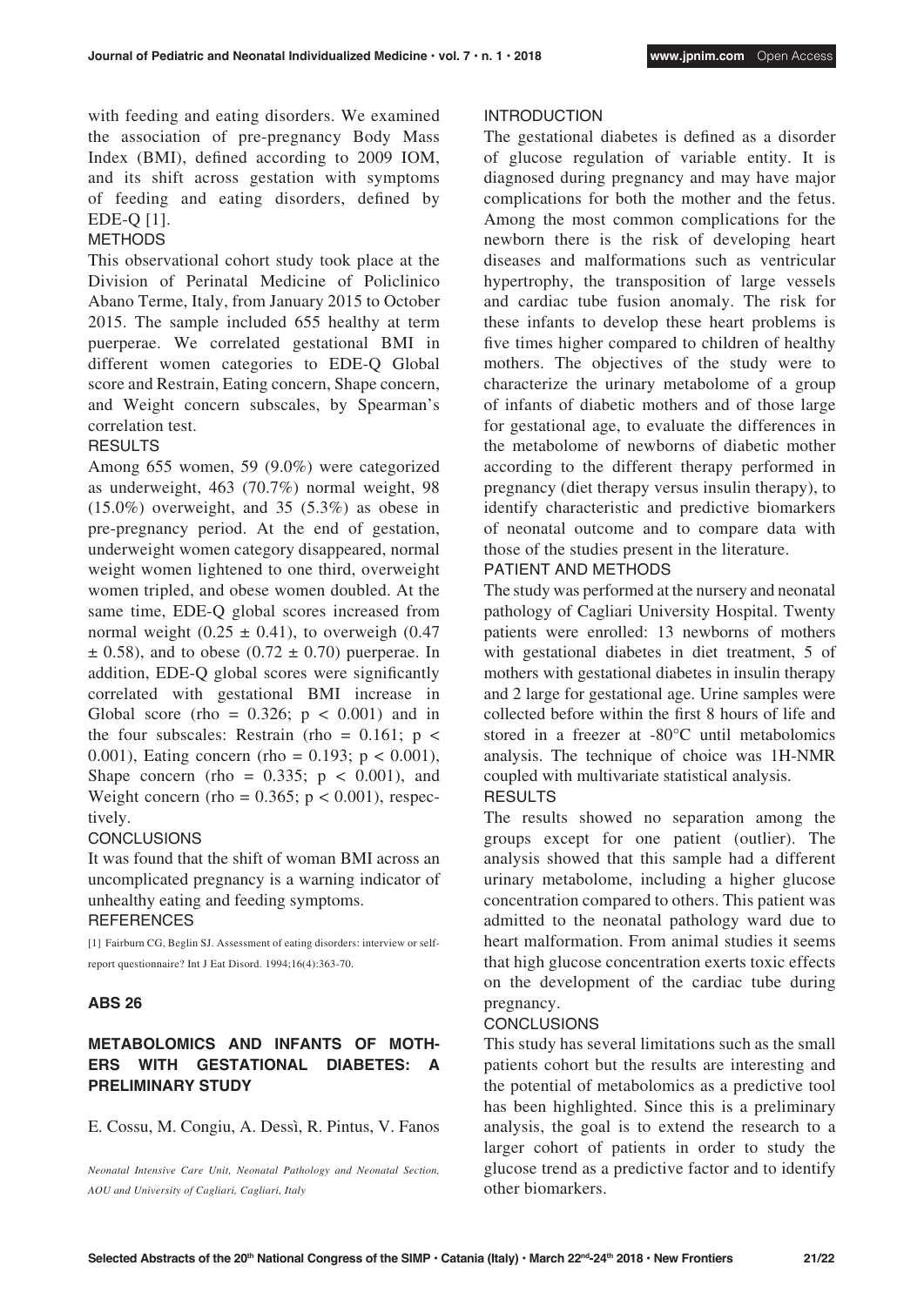with feeding and eating disorders. We examined the association of pre-pregnancy Body Mass Index (BMI), defined according to 2009 IOM, and its shift across gestation with symptoms of feeding and eating disorders, defined by EDE-Q [1].

METHODS

This observational cohort study took place at the Division of Perinatal Medicine of Policlinico Abano Terme, Italy, from January 2015 to October 2015. The sample included 655 healthy at term puerperae. We correlated gestational BMI in different women categories to EDE-Q Global score and Restrain, Eating concern, Shape concern, and Weight concern subscales, by Spearman's correlation test.

RESULTS

Among 655 women, 59 (9.0%) were categorized as underweight, 463 (70.7%) normal weight, 98 (15.0%) overweight, and 35 (5.3%) as obese in pre-pregnancy period. At the end of gestation, underweight women category disappeared, normal weight women lightened to one third, overweight women tripled, and obese women doubled. At the same time, EDE-Q global scores increased from normal weight ($0.25 \pm 0.41$), to overweigh ($0.47 \pm 0.58$), and to obese ($0.72 \pm 0.70$) puerperae. In addition, EDE-Q global scores were significantly correlated with gestational BMI increase in Global score (rho = 0.326; $p < 0.001$) and in the four subscales: Restrain (rho = 0.161; $p < 0.001$), Eating concern (rho = 0.193; $p < 0.001$), Shape concern (rho = 0.335; $p < 0.001$), and Weight concern (rho = 0.365; $p < 0.001$), respectively.

CONCLUSIONS

It was found that the shift of woman BMI across an uncomplicated pregnancy is a warning indicator of unhealthy eating and feeding symptoms.

REFERENCES

[1] Fairburn CG, Beglin SJ. Assessment of eating disorders: interview or self-report questionnaire? Int J Eat Disord. 1994;16(4):363-70.

## ABS 26

## METABOLOMICS AND INFANTS OF MOTHERS WITH GESTATIONAL DIABETES: A PRELIMINARY STUDY

E. Cossu, M. Congiu, A. Dessì, R. Pintus, V. Fanos

*Neonatal Intensive Care Unit, Neonatal Pathology and Neonatal Section, AOU and University of Cagliari, Cagliari, Italy*

INTRODUCTION

The gestational diabetes is defined as a disorder of glucose regulation of variable entity. It is diagnosed during pregnancy and may have major complications for both the mother and the fetus. Among the most common complications for the newborn there is the risk of developing heart diseases and malformations such as ventricular hypertrophy, the transposition of large vessels and cardiac tube fusion anomaly. The risk for these infants to develop these heart problems is five times higher compared to children of healthy mothers. The objectives of the study were to characterize the urinary metabolome of a group of infants of diabetic mothers and of those large for gestational age, to evaluate the differences in the metabolome of newborns of diabetic mother according to the different therapy performed in pregnancy (diet therapy versus insulin therapy), to identify characteristic and predictive biomarkers of neonatal outcome and to compare data with those of the studies present in the literature.

PATIENT AND METHODS

The study was performed at the nursery and neonatal pathology of Cagliari University Hospital. Twenty patients were enrolled: 13 newborns of mothers with gestational diabetes in diet treatment, 5 of mothers with gestational diabetes in insulin therapy and 2 large for gestational age. Urine samples were collected before within the first 8 hours of life and stored in a freezer at -80°C until metabolomics analysis. The technique of choice was 1H-NMR coupled with multivariate statistical analysis.

RESULTS

The results showed no separation among the groups except for one patient (outlier). The analysis showed that this sample had a different urinary metabolome, including a higher glucose concentration compared to others. This patient was admitted to the neonatal pathology ward due to heart malformation. From animal studies it seems that high glucose concentration exerts toxic effects on the development of the cardiac tube during pregnancy.

CONCLUSIONS

This study has several limitations such as the small patients cohort but the results are interesting and the potential of metabolomics as a predictive tool has been highlighted. Since this is a preliminary analysis, the goal is to extend the research to a larger cohort of patients in order to study the glucose trend as a predictive factor and to identify other biomarkers.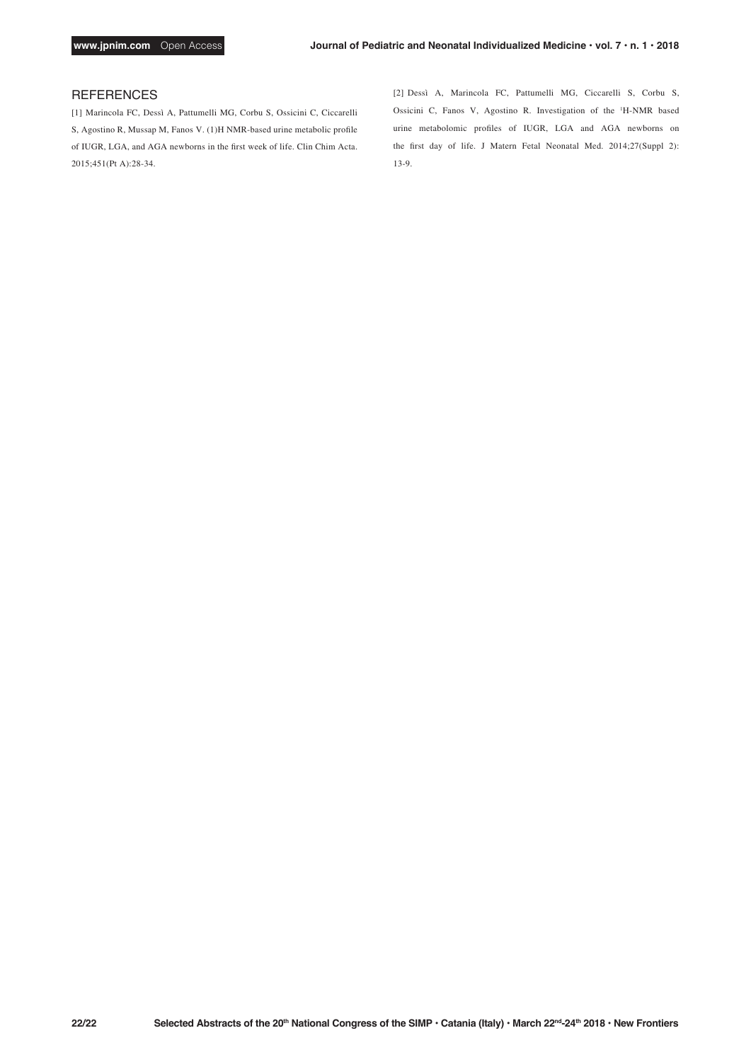## REFERENCES

[1] Marincola FC, Dessì A, Pattumelli MG, Corbu S, Ossicini C, Ciccarelli S, Agostino R, Mussap M, Fanos V. (1)H NMR-based urine metabolic profile of IUGR, LGA, and AGA newborns in the first week of life. Clin Chim Acta. 2015;451(Pt A):28-34.

[2] Dessì A, Marincola FC, Pattumelli MG, Ciccarelli S, Corbu S, Ossicini C, Fanos V, Agostino R. Investigation of the $^{1}$H-NMR based urine metabolomic profiles of IUGR, LGA and AGA newborns on the first day of life. J Matern Fetal Neonatal Med. 2014;27(Suppl 2): 13-9.